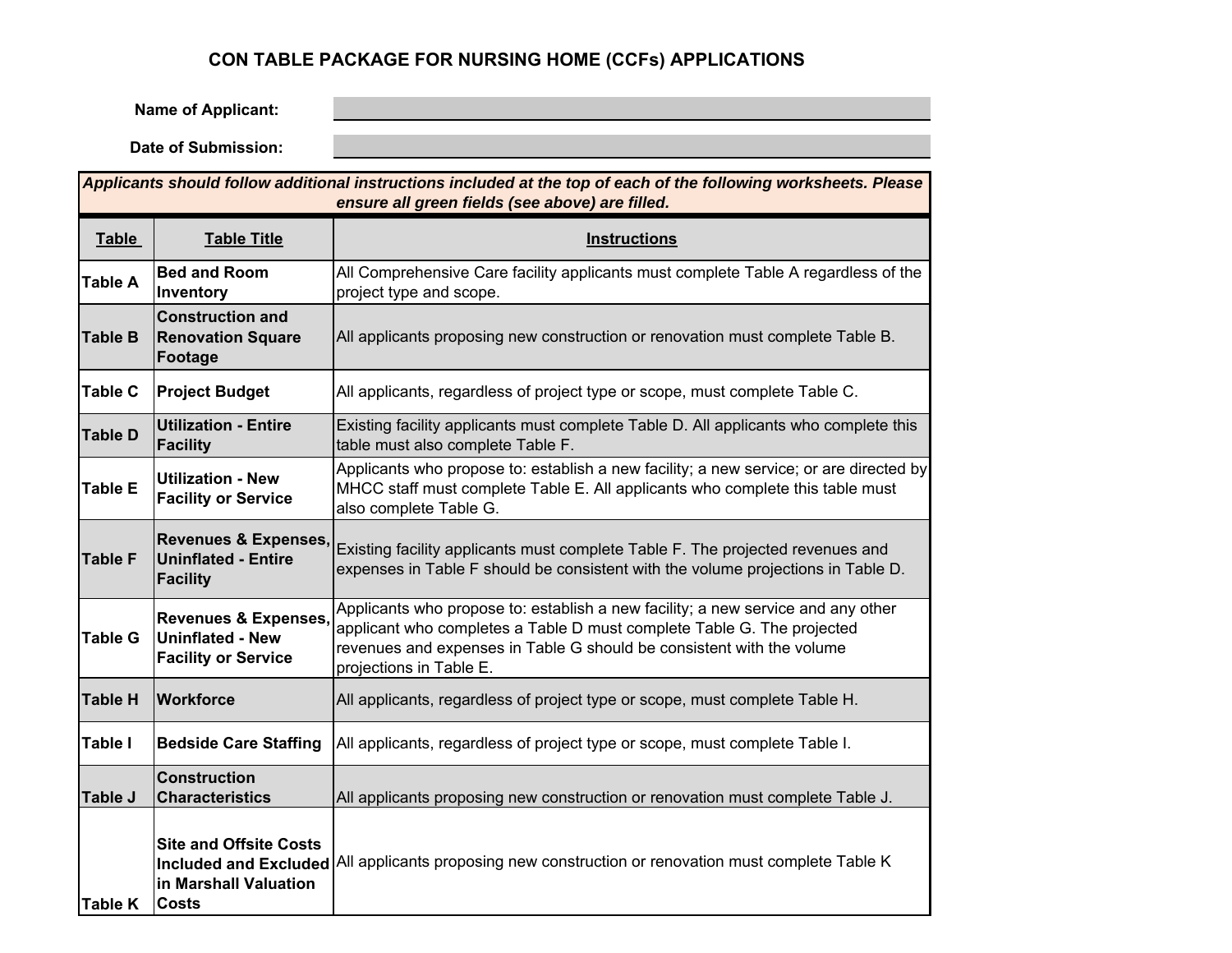# CON TABLE PACKAGE FOR NURSING HOME (CCFs) APPLICATIONS

**Name of Applicant:**

**Date of Submission:**

***Applicants should follow additional instructions included at the top of each of the following worksheets. Please ensure all green fields (see above) are filled.***

| Table | Table Title | Instructions |
|---|---|---|
| **Table A** | **Bed and Room Inventory** | All Comprehensive Care facility applicants must complete Table A regardless of the project type and scope. |
| **Table B** | **Construction and Renovation Square Footage** | All applicants proposing new construction or renovation must complete Table B. |
| **Table C** | **Project Budget** | All applicants, regardless of project type or scope, must complete Table C. |
| **Table D** | **Utilization - Entire Facility** | Existing facility applicants must complete Table D. All applicants who complete this table must also complete Table F. |
| **Table E** | **Utilization - New Facility or Service** | Applicants who propose to: establish a new facility; a new service; or are directed by MHCC staff must complete Table E. All applicants who complete this table must also complete Table G. |
| **Table F** | **Revenues & Expenses, Uninflated - Entire Facility** | Existing facility applicants must complete Table F. The projected revenues and expenses in Table F should be consistent with the volume projections in Table D. |
| **Table G** | **Revenues & Expenses, Uninflated - New Facility or Service** | Applicants who propose to: establish a new facility; a new service and any other applicant who completes a Table D must complete Table G. The projected revenues and expenses in Table G should be consistent with the volume projections in Table E. |
| **Table H** | **Workforce** | All applicants, regardless of project type or scope, must complete Table H. |
| **Table I** | **Bedside Care Staffing** | All applicants, regardless of project type or scope, must complete Table I. |
| **Table J** | **Construction Characteristics** | All applicants proposing new construction or renovation must complete Table J. |
| **Table K** | **Site and Offsite Costs Included and Excluded in Marshall Valuation Costs** | All applicants proposing new construction or renovation must complete Table K |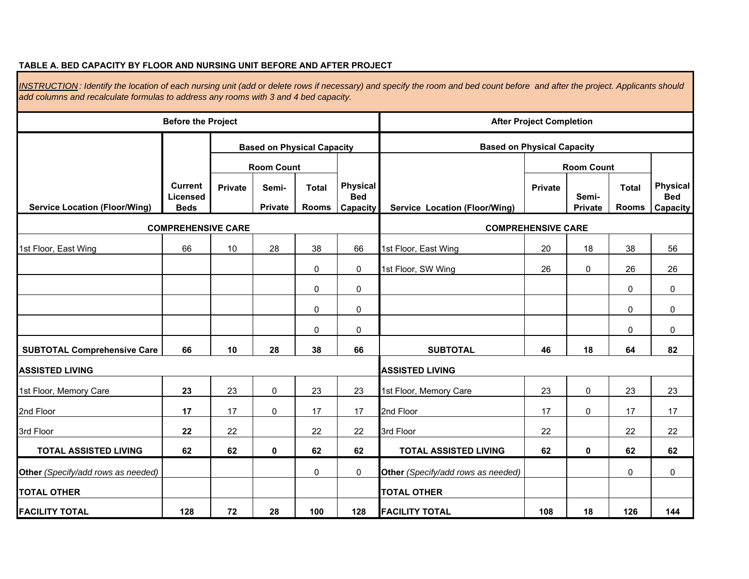**TABLE A. BED CAPACITY BY FLOOR AND NURSING UNIT BEFORE AND AFTER PROJECT**

*INSTRUCTION: Identify the location of each nursing unit (add or delete rows if necessary) and specify the room and bed count before and after the project. Applicants should add columns and recalculate formulas to address any rooms with 3 and 4 bed capacity.*

| Before the Project | | | | | | After Project Completion | | | | |
|---|---|---|---|---|---|---|---|---|---|---|
| | | Based on Physical Capacity | | | | Based on Physical Capacity | | | | |
| | | Room Count | | | | | Room Count | | | |
| Service Location (Floor/Wing) | Current Licensed Beds | Private | Semi-Private | Total Rooms | Physical Bed Capacity | Service Location (Floor/Wing) | Private | Semi-Private | Total Rooms | Physical Bed Capacity |
| **COMPREHENSIVE CARE** | | | | | | **COMPREHENSIVE CARE** | | | | |
| 1st Floor, East Wing | 66 | 10 | 28 | 38 | 66 | 1st Floor, East Wing | 20 | 18 | 38 | 56 |
| | | | | 0 | 0 | 1st Floor, SW Wing | 26 | 0 | 26 | 26 |
| | | | | 0 | 0 | | | | 0 | 0 |
| | | | | 0 | 0 | | | | 0 | 0 |
| | | | | 0 | 0 | | | | 0 | 0 |
| **SUBTOTAL Comprehensive Care** | **66** | **10** | **28** | **38** | **66** | **SUBTOTAL** | **46** | **18** | **64** | **82** |
| **ASSISTED LIVING** | | | | | | **ASSISTED LIVING** | | | | |
| 1st Floor, Memory Care | **23** | 23 | 0 | 23 | 23 | 1st Floor, Memory Care | 23 | 0 | 23 | 23 |
| 2nd Floor | **17** | 17 | 0 | 17 | 17 | 2nd Floor | 17 | 0 | 17 | 17 |
| 3rd Floor | **22** | 22 | | 22 | 22 | 3rd Floor | 22 | | 22 | 22 |
| **TOTAL ASSISTED LIVING** | **62** | **62** | **0** | **62** | **62** | **TOTAL ASSISTED LIVING** | **62** | **0** | **62** | **62** |
| **Other** *(Specify/add rows as needed)* | | | | 0 | 0 | **Other** *(Specify/add rows as needed)* | | | 0 | 0 |
| **TOTAL OTHER** | | | | | | **TOTAL OTHER** | | | | |
| **FACILITY TOTAL** | **128** | **72** | **28** | **100** | **128** | **FACILITY TOTAL** | **108** | **18** | **126** | **144** |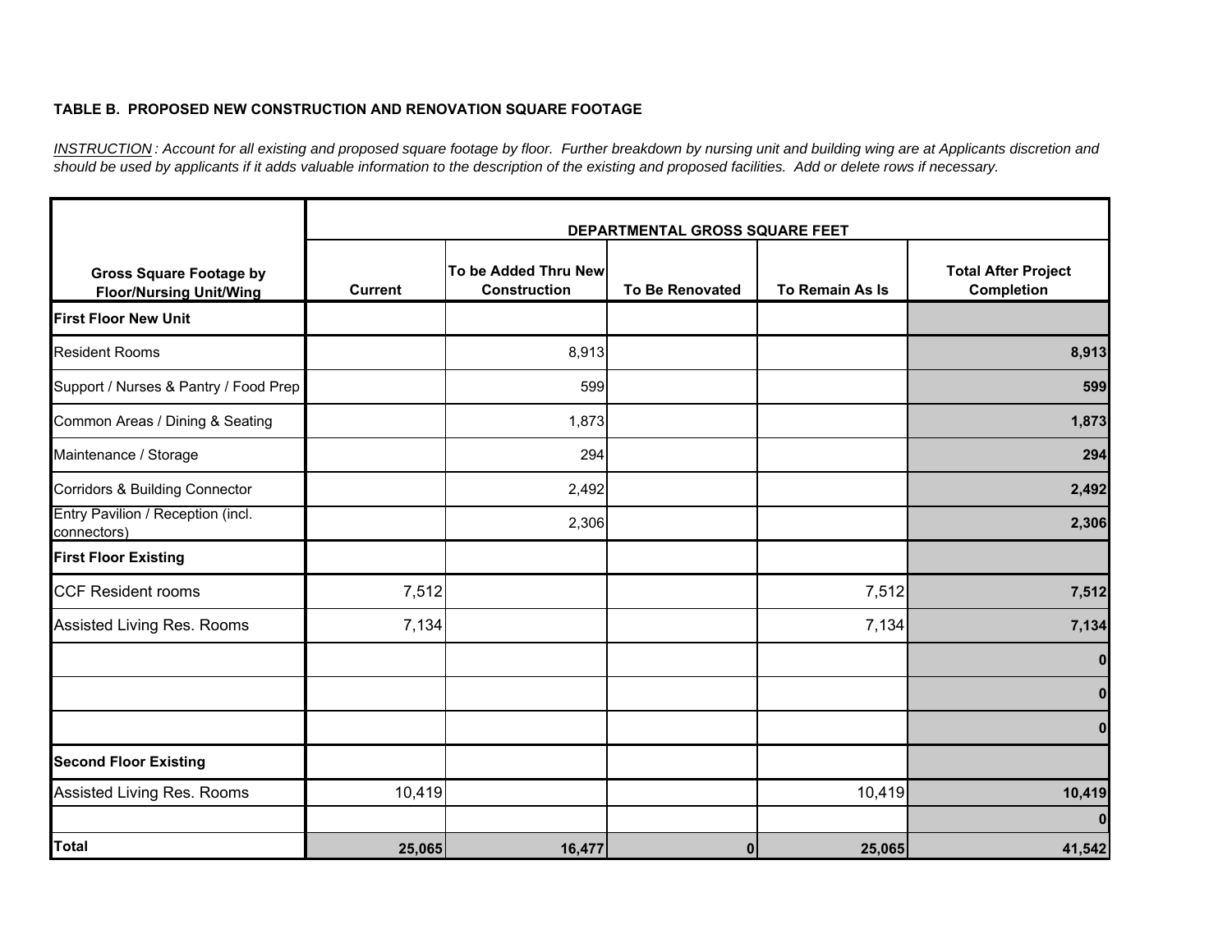**TABLE B. PROPOSED NEW CONSTRUCTION AND RENOVATION SQUARE FOOTAGE**

*INSTRUCTION: Account for all existing and proposed square footage by floor. Further breakdown by nursing unit and building wing are at Applicants discretion and should be used by applicants if it adds valuable information to the description of the existing and proposed facilities. Add or delete rows if necessary.*

| Gross Square Footage by Floor/Nursing Unit/Wing | DEPARTMENTAL GROSS SQUARE FEET | | | | |
|---|---|---|---|---|---|
| | Current | To be Added Thru New Construction | To Be Renovated | To Remain As Is | Total After Project Completion |
| **First Floor New Unit** | | | | | |
| Resident Rooms | | 8,913 | | | **8,913** |
| Support / Nurses & Pantry / Food Prep | | 599 | | | **599** |
| Common Areas / Dining & Seating | | 1,873 | | | **1,873** |
| Maintenance / Storage | | 294 | | | **294** |
| Corridors & Building Connector | | 2,492 | | | **2,492** |
| Entry Pavilion / Reception (incl. connectors) | | 2,306 | | | **2,306** |
| **First Floor Existing** | | | | | |
| CCF Resident rooms | 7,512 | | | 7,512 | **7,512** |
| Assisted Living Res. Rooms | 7,134 | | | 7,134 | **7,134** |
| | | | | | **0** |
| | | | | | **0** |
| | | | | | **0** |
| **Second Floor Existing** | | | | | |
| Assisted Living Res. Rooms | 10,419 | | | 10,419 | **10,419** |
| | | | | | **0** |
| **Total** | **25,065** | **16,477** | **0** | **25,065** | **41,542** |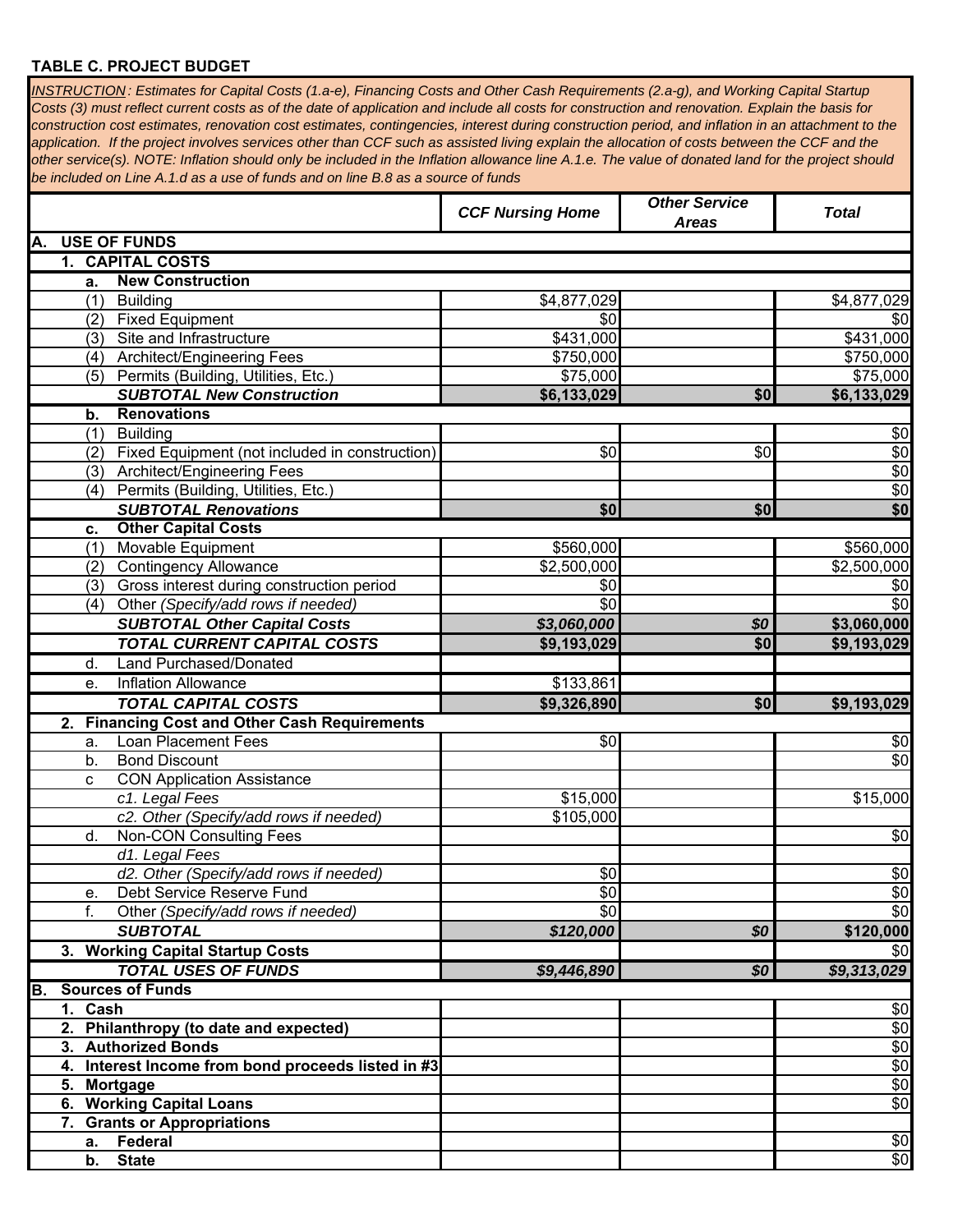**TABLE C. PROJECT BUDGET**

*INSTRUCTION: Estimates for Capital Costs (1.a-e), Financing Costs and Other Cash Requirements (2.a-g), and Working Capital Startup Costs (3) must reflect current costs as of the date of application and include all costs for construction and renovation. Explain the basis for construction cost estimates, renovation cost estimates, contingencies, interest during construction period, and inflation in an attachment to the application. If the project involves services other than CCF such as assisted living explain the allocation of costs between the CCF and the other service(s). NOTE: Inflation should only be included in the Inflation allowance line A.1.e. The value of donated land for the project should be included on Line A.1.d as a use of funds and on line B.8 as a source of funds*

| | CCF Nursing Home | Other Service Areas | Total |
|---|---|---|---|
| **A. USE OF FUNDS** | | | |
| **1. CAPITAL COSTS** | | | |
| **a. New Construction** | | | |
| (1) Building | $4,877,029 | | $4,877,029 |
| (2) Fixed Equipment | $0 | | $0 |
| (3) Site and Infrastructure | $431,000 | | $431,000 |
| (4) Architect/Engineering Fees | $750,000 | | $750,000 |
| (5) Permits (Building, Utilities, Etc.) | $75,000 | | $75,000 |
| ***SUBTOTAL New Construction*** | **$6,133,029** | **$0** | **$6,133,029** |
| **b. Renovations** | | | |
| (1) Building | | | $0 |
| (2) Fixed Equipment (not included in construction) | $0 | $0 | $0 |
| (3) Architect/Engineering Fees | | | $0 |
| (4) Permits (Building, Utilities, Etc.) | | | $0 |
| ***SUBTOTAL Renovations*** | **$0** | **$0** | **$0** |
| **c. Other Capital Costs** | | | |
| (1) Movable Equipment | $560,000 | | $560,000 |
| (2) Contingency Allowance | $2,500,000 | | $2,500,000 |
| (3) Gross interest during construction period | $0 | | $0 |
| (4) Other *(Specify/add rows if needed)* | $0 | | $0 |
| ***SUBTOTAL Other Capital Costs*** | ***$3,060,000*** | ***$0*** | **$3,060,000** |
| ***TOTAL CURRENT CAPITAL COSTS*** | **$9,193,029** | **$0** | **$9,193,029** |
| d. Land Purchased/Donated | | | |
| e. Inflation Allowance | $133,861 | | |
| ***TOTAL CAPITAL COSTS*** | **$9,326,890** | **$0** | **$9,193,029** |
| **2. Financing Cost and Other Cash Requirements** | | | |
| a. Loan Placement Fees | $0 | | $0 |
| b. Bond Discount | | | $0 |
| c CON Application Assistance | | | |
| *c1. Legal Fees* | $15,000 | | $15,000 |
| *c2. Other (Specify/add rows if needed)* | $105,000 | | |
| d. Non-CON Consulting Fees | | | $0 |
| *d1. Legal Fees* | | | |
| *d2. Other (Specify/add rows if needed)* | $0 | | $0 |
| e. Debt Service Reserve Fund | $0 | | $0 |
| f. Other *(Specify/add rows if needed)* | $0 | | $0 |
| ***SUBTOTAL*** | ***$120,000*** | ***$0*** | **$120,000** |
| **3. Working Capital Startup Costs** | | | $0 |
| ***TOTAL USES OF FUNDS*** | ***$9,446,890*** | ***$0*** | ***$9,313,029*** |
| **B. Sources of Funds** | | | |
| **1. Cash** | | | $0 |
| **2. Philanthropy (to date and expected)** | | | $0 |
| **3. Authorized Bonds** | | | $0 |
| **4. Interest Income from bond proceeds listed in #3** | | | $0 |
| **5. Mortgage** | | | $0 |
| **6. Working Capital Loans** | | | $0 |
| **7. Grants or Appropriations** | | | |
| **a. Federal** | | | $0 |
| **b. State** | | | $0 |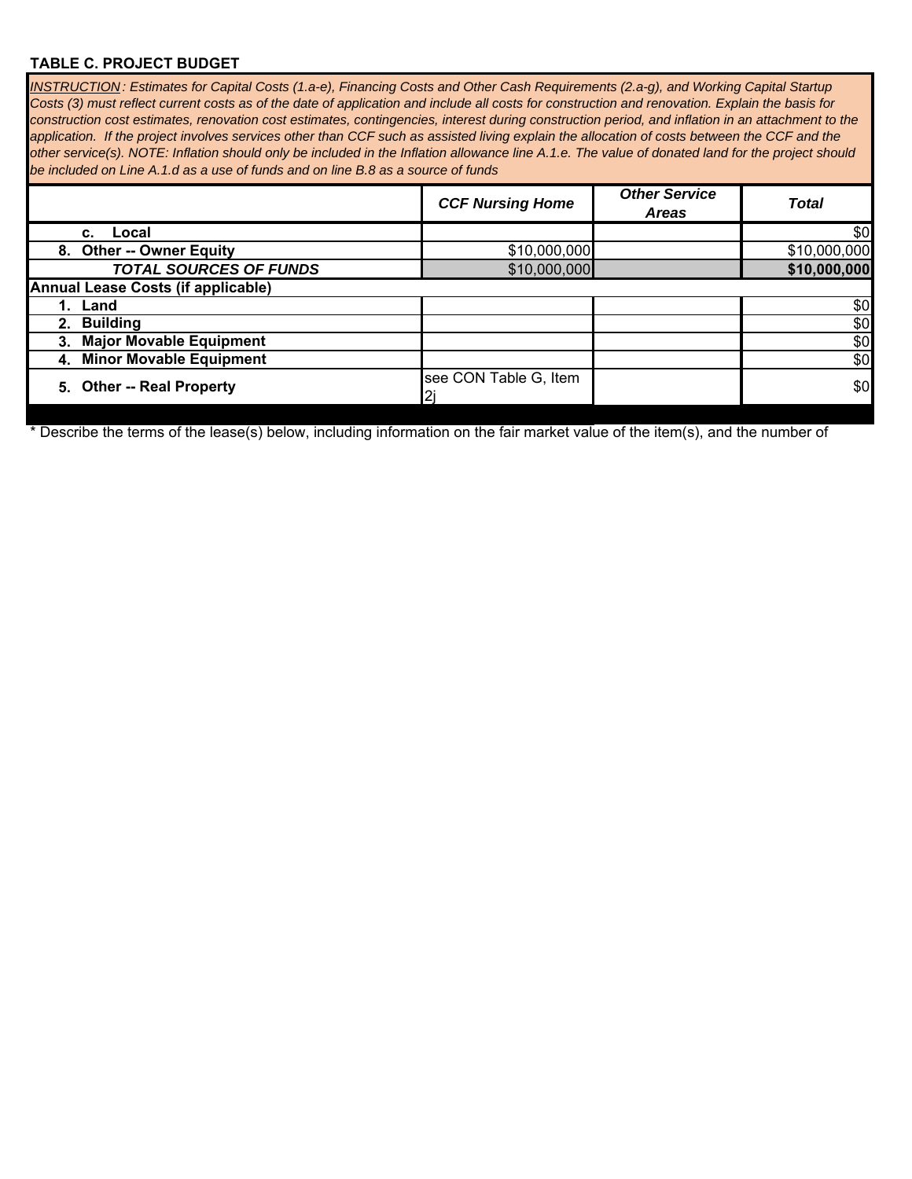**TABLE C. PROJECT BUDGET**

*INSTRUCTION: Estimates for Capital Costs (1.a-e), Financing Costs and Other Cash Requirements (2.a-g), and Working Capital Startup Costs (3) must reflect current costs as of the date of application and include all costs for construction and renovation. Explain the basis for construction cost estimates, renovation cost estimates, contingencies, interest during construction period, and inflation in an attachment to the application. If the project involves services other than CCF such as assisted living explain the allocation of costs between the CCF and the other service(s). NOTE: Inflation should only be included in the Inflation allowance line A.1.e. The value of donated land for the project should be included on Line A.1.d as a use of funds and on line B.8 as a source of funds*

| | *CCF Nursing Home* | *Other Service Areas* | *Total* |
|---|---|---|---|
| **c. Local** | | | $0 |
| **8. Other -- Owner Equity** | $10,000,000 | | $10,000,000 |
| ***TOTAL SOURCES OF FUNDS*** | $10,000,000 | | **$10,000,000** |
| **Annual Lease Costs (if applicable)** | | | |
| **1. Land** | | | $0 |
| **2. Building** | | | $0 |
| **3. Major Movable Equipment** | | | $0 |
| **4. Minor Movable Equipment** | | | $0 |
| **5. Other -- Real Property** | see CON Table G, Item 2j | | $0 |

* Describe the terms of the lease(s) below, including information on the fair market value of the item(s), and the number of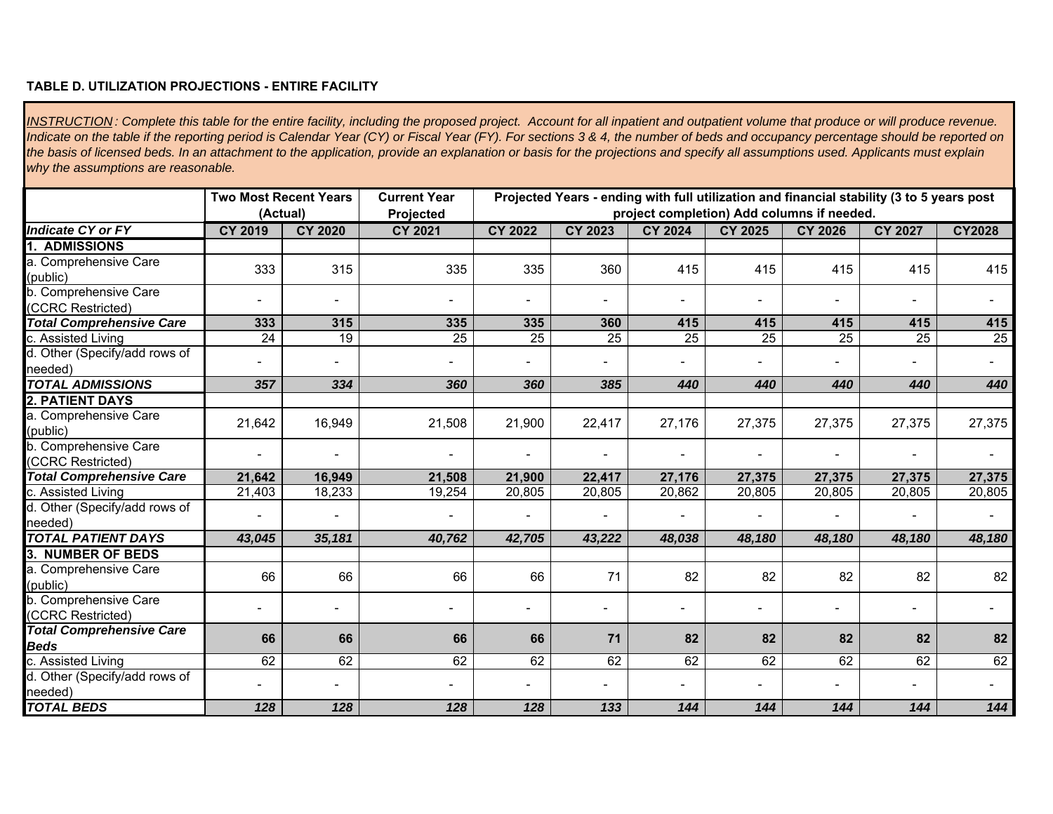**TABLE D. UTILIZATION PROJECTIONS - ENTIRE FACILITY**

*INSTRUCTION: Complete this table for the entire facility, including the proposed project. Account for all inpatient and outpatient volume that produce or will produce revenue. Indicate on the table if the reporting period is Calendar Year (CY) or Fiscal Year (FY). For sections 3 & 4, the number of beds and occupancy percentage should be reported on the basis of licensed beds. In an attachment to the application, provide an explanation or basis for the projections and specify all assumptions used. Applicants must explain why the assumptions are reasonable.*

| | Two Most Recent Years (Actual) | | Current Year Projected | Projected Years - ending with full utilization and financial stability (3 to 5 years post project completion) Add columns if needed. | | | | | | |
|---|---|---|---|---|---|---|---|---|---|---|
| ***Indicate CY or FY*** | **CY 2019** | **CY 2020** | **CY 2021** | **CY 2022** | **CY 2023** | **CY 2024** | **CY 2025** | **CY 2026** | **CY 2027** | **CY2028** |
| **1. ADMISSIONS** | | | | | | | | | | |
| a. Comprehensive Care (public) | 333 | 315 | 335 | 335 | 360 | 415 | 415 | 415 | 415 | 415 |
| b. Comprehensive Care (CCRC Restricted) | - | - | - | - | - | - | - | - | - | - |
| ***Total Comprehensive Care*** | **333** | **315** | **335** | **335** | **360** | **415** | **415** | **415** | **415** | **415** |
| c. Assisted Living | 24 | 19 | 25 | 25 | 25 | 25 | 25 | 25 | 25 | 25 |
| d. Other (Specify/add rows of needed) | - | - | - | - | - | - | - | - | - | - |
| ***TOTAL ADMISSIONS*** | ***357*** | ***334*** | ***360*** | ***360*** | ***385*** | ***440*** | ***440*** | ***440*** | ***440*** | ***440*** |
| **2. PATIENT DAYS** | | | | | | | | | | |
| a. Comprehensive Care (public) | 21,642 | 16,949 | 21,508 | 21,900 | 22,417 | 27,176 | 27,375 | 27,375 | 27,375 | 27,375 |
| b. Comprehensive Care (CCRC Restricted) | - | - | - | - | - | - | - | - | - | - |
| ***Total Comprehensive Care*** | **21,642** | **16,949** | **21,508** | **21,900** | **22,417** | **27,176** | **27,375** | **27,375** | **27,375** | **27,375** |
| c. Assisted Living | 21,403 | 18,233 | 19,254 | 20,805 | 20,805 | 20,862 | 20,805 | 20,805 | 20,805 | 20,805 |
| d. Other (Specify/add rows of needed) | - | - | - | - | - | - | - | - | - | - |
| ***TOTAL PATIENT DAYS*** | ***43,045*** | ***35,181*** | ***40,762*** | ***42,705*** | ***43,222*** | ***48,038*** | ***48,180*** | ***48,180*** | ***48,180*** | ***48,180*** |
| **3. NUMBER OF BEDS** | | | | | | | | | | |
| a. Comprehensive Care (public) | 66 | 66 | 66 | 66 | 71 | 82 | 82 | 82 | 82 | 82 |
| b. Comprehensive Care (CCRC Restricted) | - | - | - | - | - | - | - | - | - | - |
| ***Total Comprehensive Care Beds*** | **66** | **66** | **66** | **66** | **71** | **82** | **82** | **82** | **82** | **82** |
| c. Assisted Living | 62 | 62 | 62 | 62 | 62 | 62 | 62 | 62 | 62 | 62 |
| d. Other (Specify/add rows of needed) | - | - | - | - | - | - | - | - | - | - |
| ***TOTAL BEDS*** | ***128*** | ***128*** | ***128*** | ***128*** | ***133*** | ***144*** | ***144*** | ***144*** | ***144*** | ***144*** |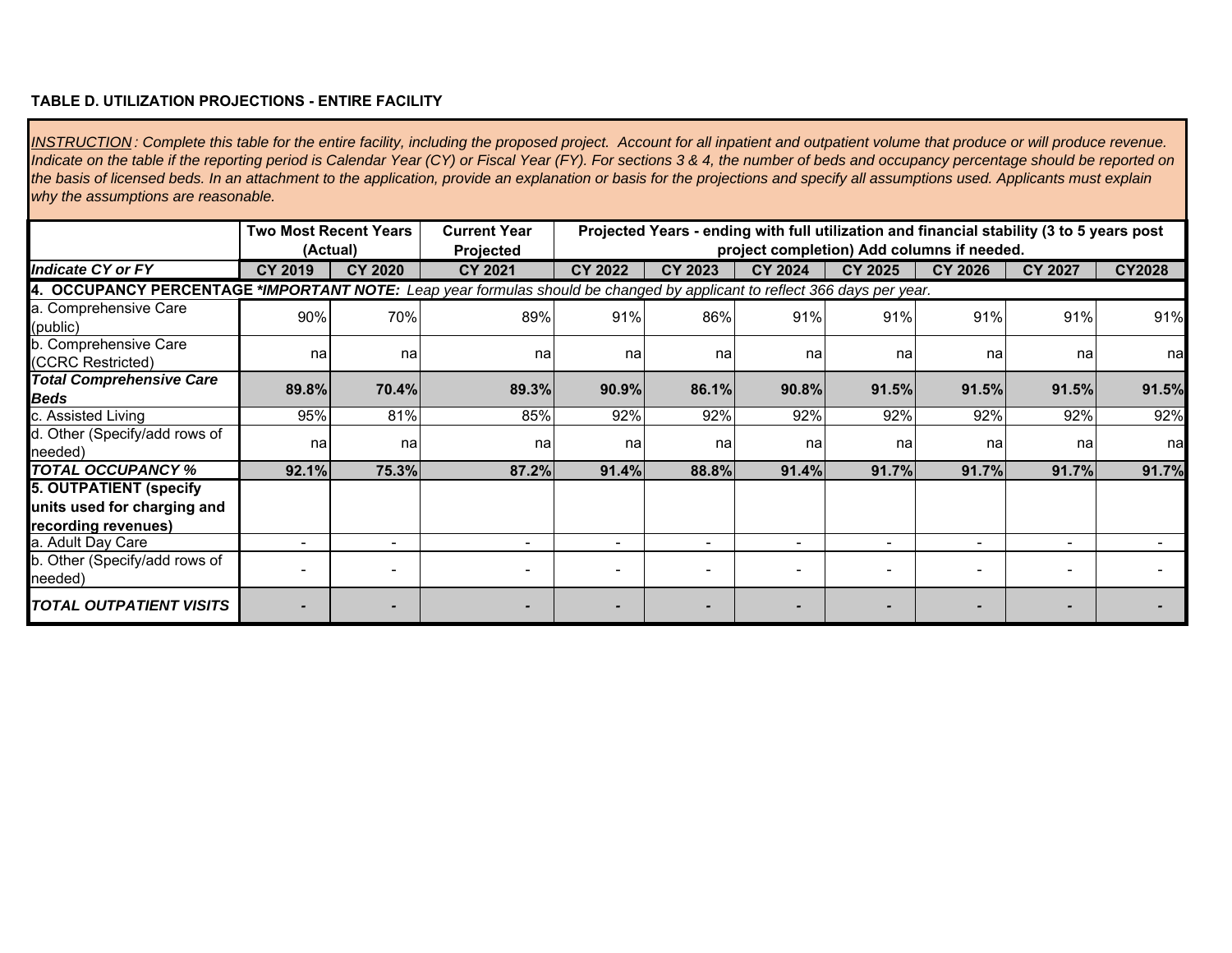**TABLE D. UTILIZATION PROJECTIONS - ENTIRE FACILITY**

*INSTRUCTION: Complete this table for the entire facility, including the proposed project. Account for all inpatient and outpatient volume that produce or will produce revenue. Indicate on the table if the reporting period is Calendar Year (CY) or Fiscal Year (FY). For sections 3 & 4, the number of beds and occupancy percentage should be reported on the basis of licensed beds. In an attachment to the application, provide an explanation or basis for the projections and specify all assumptions used. Applicants must explain why the assumptions are reasonable.*

| | Two Most Recent Years (Actual) | | Current Year Projected | Projected Years - ending with full utilization and financial stability (3 to 5 years post project completion) Add columns if needed. | | | | | | |
|---|---|---|---|---|---|---|---|---|---|---|
| ***Indicate CY or FY*** | **CY 2019** | **CY 2020** | **CY 2021** | **CY 2022** | **CY 2023** | **CY 2024** | **CY 2025** | **CY 2026** | **CY 2027** | **CY2028** |
| **4. OCCUPANCY PERCENTAGE *\*IMPORTANT NOTE:*** *Leap year formulas should be changed by applicant to reflect 366 days per year.* | | | | | | | | | | |
| a. Comprehensive Care (public) | 90% | 70% | 89% | 91% | 86% | 91% | 91% | 91% | 91% | 91% |
| b. Comprehensive Care (CCRC Restricted) | na | na | na | na | na | na | na | na | na | na |
| ***Total Comprehensive Care Beds*** | **89.8%** | **70.4%** | **89.3%** | **90.9%** | **86.1%** | **90.8%** | **91.5%** | **91.5%** | **91.5%** | **91.5%** |
| c. Assisted Living | 95% | 81% | 85% | 92% | 92% | 92% | 92% | 92% | 92% | 92% |
| d. Other (Specify/add rows of needed) | na | na | na | na | na | na | na | na | na | na |
| ***TOTAL OCCUPANCY %*** | **92.1%** | **75.3%** | **87.2%** | **91.4%** | **88.8%** | **91.4%** | **91.7%** | **91.7%** | **91.7%** | **91.7%** |
| **5. OUTPATIENT (specify units used for charging and recording revenues)** | | | | | | | | | | |
| a. Adult Day Care | - | - | - | - | - | - | - | - | - | - |
| b. Other (Specify/add rows of needed) | - | - | - | - | - | - | - | - | - | - |
| ***TOTAL OUTPATIENT VISITS*** | **-** | **-** | **-** | **-** | **-** | **-** | **-** | **-** | **-** | **-** |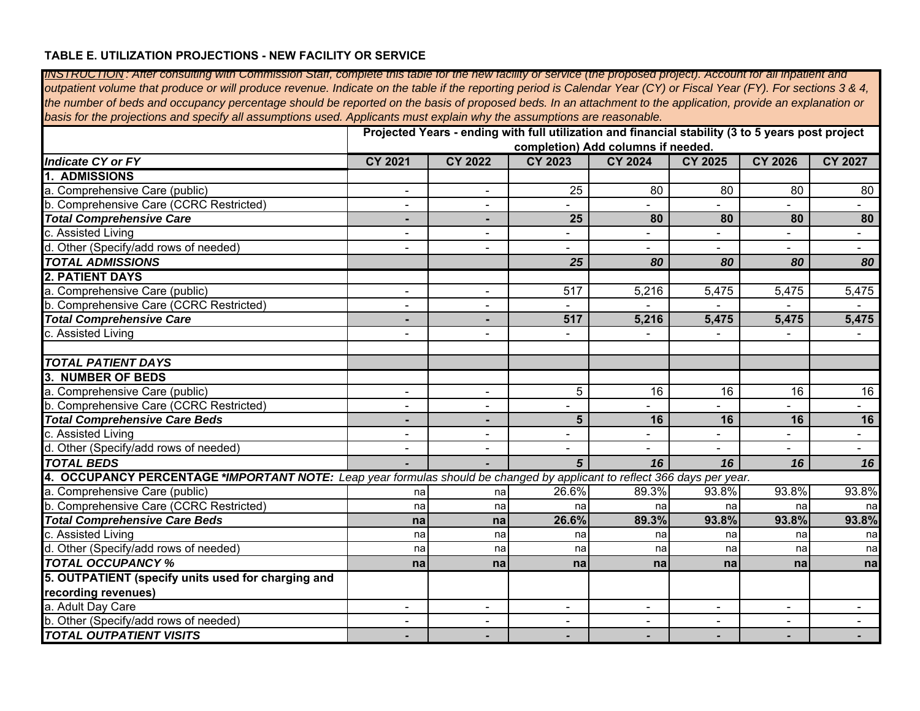**TABLE E. UTILIZATION PROJECTIONS - NEW FACILITY OR SERVICE**

*INSTRUCTION: After consulting with Commission Staff, complete this table for the new facility or service (the proposed project). Account for all inpatient and outpatient volume that produce or will produce revenue. Indicate on the table if the reporting period is Calendar Year (CY) or Fiscal Year (FY). For sections 3 & 4, the number of beds and occupancy percentage should be reported on the basis of proposed beds. In an attachment to the application, provide an explanation or basis for the projections and specify all assumptions used. Applicants must explain why the assumptions are reasonable.*

| | Projected Years - ending with full utilization and financial stability (3 to 5 years post project completion) Add columns if needed. | | | | | | |
|---|---|---|---|---|---|---|---|
| ***Indicate CY or FY*** | **CY 2021** | **CY 2022** | **CY 2023** | **CY 2024** | **CY 2025** | **CY 2026** | **CY 2027** |
| **1. ADMISSIONS** | | | | | | | |
| a. Comprehensive Care (public) | - | - | 25 | 80 | 80 | 80 | 80 |
| b. Comprehensive Care (CCRC Restricted) | - | - | - | - | - | - | - |
| ***Total Comprehensive Care*** | **-** | **-** | **25** | **80** | **80** | **80** | **80** |
| c. Assisted Living | - | - | - | - | - | - | - |
| d. Other (Specify/add rows of needed) | - | - | - | - | - | - | - |
| ***TOTAL ADMISSIONS*** | | | ***25*** | ***80*** | ***80*** | ***80*** | ***80*** |
| **2. PATIENT DAYS** | | | | | | | |
| a. Comprehensive Care (public) | - | - | 517 | 5,216 | 5,475 | 5,475 | 5,475 |
| b. Comprehensive Care (CCRC Restricted) | - | - | - | - | - | - | - |
| ***Total Comprehensive Care*** | **-** | **-** | **517** | **5,216** | **5,475** | **5,475** | **5,475** |
| c. Assisted Living | - | - | - | - | - | - | - |
| | | | | | | | |
| ***TOTAL PATIENT DAYS*** | | | | | | | |
| **3. NUMBER OF BEDS** | | | | | | | |
| a. Comprehensive Care (public) | - | - | 5 | 16 | 16 | 16 | 16 |
| b. Comprehensive Care (CCRC Restricted) | - | - | - | - | - | - | - |
| ***Total Comprehensive Care Beds*** | **-** | **-** | **5** | **16** | **16** | **16** | **16** |
| c. Assisted Living | - | - | - | - | - | - | - |
| d. Other (Specify/add rows of needed) | - | - | - | - | - | - | - |
| ***TOTAL BEDS*** | ***-*** | ***-*** | ***5*** | ***16*** | ***16*** | ***16*** | ***16*** |
| **4. OCCUPANCY PERCENTAGE *\*IMPORTANT NOTE:*** *Leap year formulas should be changed by applicant to reflect 366 days per year.* | | | | | | | |
| a. Comprehensive Care (public) | na | na | 26.6% | 89.3% | 93.8% | 93.8% | 93.8% |
| b. Comprehensive Care (CCRC Restricted) | na | na | na | na | na | na | na |
| ***Total Comprehensive Care Beds*** | **na** | **na** | **26.6%** | **89.3%** | **93.8%** | **93.8%** | **93.8%** |
| c. Assisted Living | na | na | na | na | na | na | na |
| d. Other (Specify/add rows of needed) | na | na | na | na | na | na | na |
| ***TOTAL OCCUPANCY %*** | **na** | **na** | **na** | **na** | **na** | **na** | **na** |
| **5. OUTPATIENT (specify units used for charging and recording revenues)** | | | | | | | |
| a. Adult Day Care | - | - | - | - | - | - | - |
| b. Other (Specify/add rows of needed) | - | - | - | - | - | - | - |
| ***TOTAL OUTPATIENT VISITS*** | ***-*** | ***-*** | ***-*** | ***-*** | ***-*** | ***-*** | ***-*** |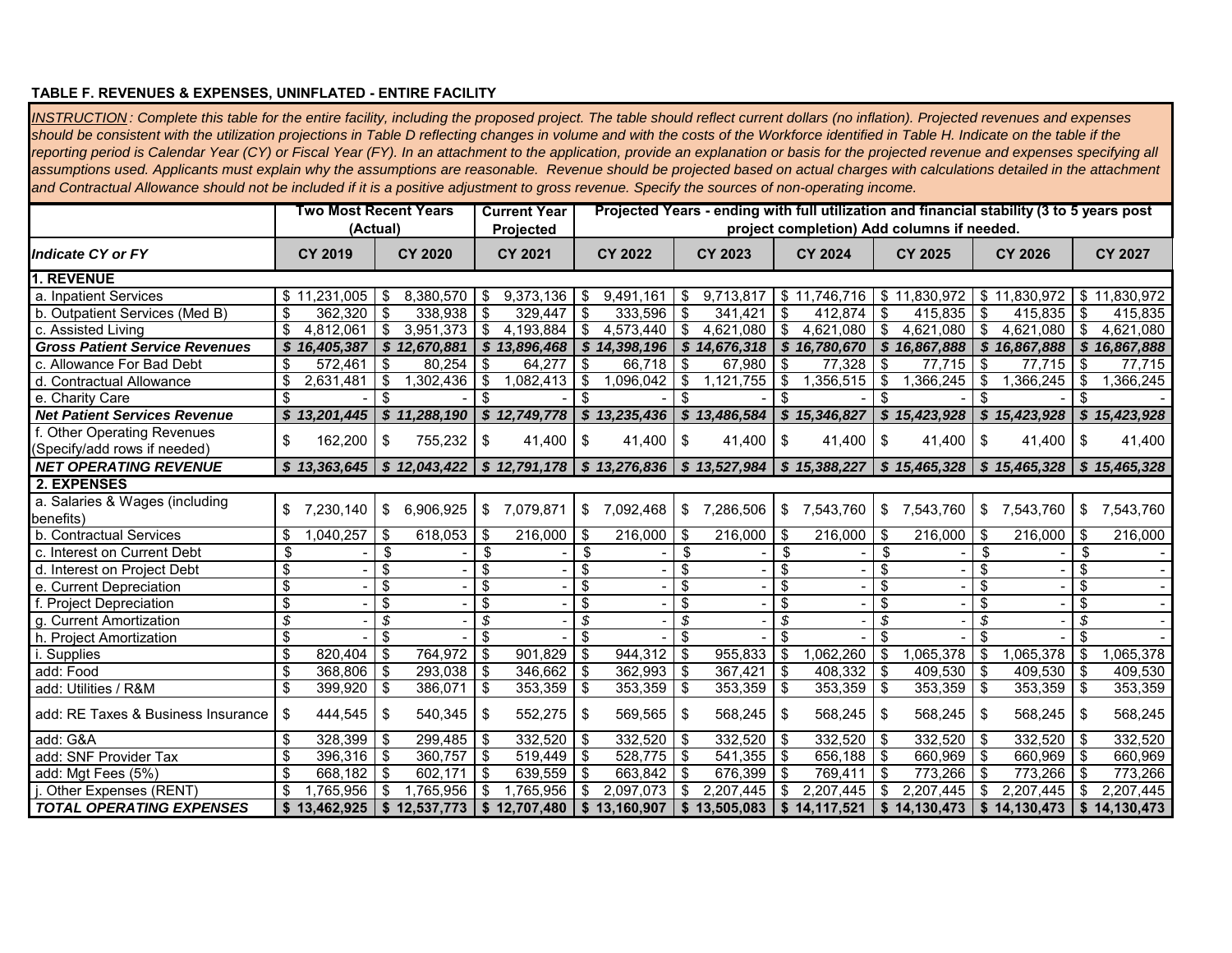**TABLE F. REVENUES & EXPENSES, UNINFLATED - ENTIRE FACILITY**

*INSTRUCTION: Complete this table for the entire facility, including the proposed project. The table should reflect current dollars (no inflation). Projected revenues and expenses should be consistent with the utilization projections in Table D reflecting changes in volume and with the costs of the Workforce identified in Table H. Indicate on the table if the reporting period is Calendar Year (CY) or Fiscal Year (FY). In an attachment to the application, provide an explanation or basis for the projected revenue and expenses specifying all assumptions used. Applicants must explain why the assumptions are reasonable. Revenue should be projected based on actual charges with calculations detailed in the attachment and Contractual Allowance should not be included if it is a positive adjustment to gross revenue. Specify the sources of non-operating income.*

| | Two Most Recent Years (Actual) | | Current Year Projected | Projected Years - ending with full utilization and financial stability (3 to 5 years post project completion) Add columns if needed. | | | | | |
|---|---|---|---|---|---|---|---|---|---|
| ***Indicate CY or FY*** | **CY 2019** | **CY 2020** | **CY 2021** | **CY 2022** | **CY 2023** | **CY 2024** | **CY 2025** | **CY 2026** | **CY 2027** |
| **1. REVENUE** | | | | | | | | | |
| a. Inpatient Services | $ 11,231,005 | $ 8,380,570 | $ 9,373,136 | $ 9,491,161 | $ 9,713,817 | $ 11,746,716 | $ 11,830,972 | $ 11,830,972 | $ 11,830,972 |
| b. Outpatient Services (Med B) | $ 362,320 | $ 338,938 | $ 329,447 | $ 333,596 | $ 341,421 | $ 412,874 | $ 415,835 | $ 415,835 | $ 415,835 |
| c. Assisted Living | $ 4,812,061 | $ 3,951,373 | $ 4,193,884 | $ 4,573,440 | $ 4,621,080 | $ 4,621,080 | $ 4,621,080 | $ 4,621,080 | $ 4,621,080 |
| ***Gross Patient Service Revenues*** | ***$ 16,405,387*** | ***$ 12,670,881*** | ***$ 13,896,468*** | ***$ 14,398,196*** | ***$ 14,676,318*** | ***$ 16,780,670*** | ***$ 16,867,888*** | ***$ 16,867,888*** | ***$ 16,867,888*** |
| c. Allowance For Bad Debt | $ 572,461 | $ 80,254 | $ 64,277 | $ 66,718 | $ 67,980 | $ 77,328 | $ 77,715 | $ 77,715 | $ 77,715 |
| d. Contractual Allowance | $ 2,631,481 | $ 1,302,436 | $ 1,082,413 | $ 1,096,042 | $ 1,121,755 | $ 1,356,515 | $ 1,366,245 | $ 1,366,245 | $ 1,366,245 |
| e. Charity Care | $ - | $ - | $ - | $ - | $ - | $ - | $ - | $ - | $ - |
| ***Net Patient Services Revenue*** | ***$ 13,201,445*** | ***$ 11,288,190*** | ***$ 12,749,778*** | ***$ 13,235,436*** | ***$ 13,486,584*** | ***$ 15,346,827*** | ***$ 15,423,928*** | ***$ 15,423,928*** | ***$ 15,423,928*** |
| f. Other Operating Revenues (Specify/add rows if needed) | $ 162,200 | $ 755,232 | $ 41,400 | $ 41,400 | $ 41,400 | $ 41,400 | $ 41,400 | $ 41,400 | $ 41,400 |
| ***NET OPERATING REVENUE*** | ***$ 13,363,645*** | ***$ 12,043,422*** | ***$ 12,791,178*** | ***$ 13,276,836*** | ***$ 13,527,984*** | ***$ 15,388,227*** | ***$ 15,465,328*** | ***$ 15,465,328*** | ***$ 15,465,328*** |
| **2. EXPENSES** | | | | | | | | | |
| a. Salaries & Wages (including benefits) | $ 7,230,140 | $ 6,906,925 | $ 7,079,871 | $ 7,092,468 | $ 7,286,506 | $ 7,543,760 | $ 7,543,760 | $ 7,543,760 | $ 7,543,760 |
| b. Contractual Services | $ 1,040,257 | $ 618,053 | $ 216,000 | $ 216,000 | $ 216,000 | $ 216,000 | $ 216,000 | $ 216,000 | $ 216,000 |
| c. Interest on Current Debt | $ - | $ - | $ - | $ - | $ - | $ - | $ - | $ - | $ - |
| d. Interest on Project Debt | $ - | $ - | $ - | $ - | $ - | $ - | $ - | $ - | $ - |
| e. Current Depreciation | $ - | $ - | $ - | $ - | $ - | $ - | $ - | $ - | $ - |
| f. Project Depreciation | $ - | $ - | $ - | $ - | $ - | $ - | $ - | $ - | $ - |
| g. Current Amortization | $ - | $ - | $ - | $ - | $ - | $ - | $ - | $ - | $ - |
| h. Project Amortization | $ - | $ - | $ - | $ - | $ - | $ - | $ - | $ - | $ - |
| i. Supplies | $ 820,404 | $ 764,972 | $ 901,829 | $ 944,312 | $ 955,833 | $ 1,062,260 | $ 1,065,378 | $ 1,065,378 | $ 1,065,378 |
| add: Food | $ 368,806 | $ 293,038 | $ 346,662 | $ 362,993 | $ 367,421 | $ 408,332 | $ 409,530 | $ 409,530 | $ 409,530 |
| add: Utilities / R&M | $ 399,920 | $ 386,071 | $ 353,359 | $ 353,359 | $ 353,359 | $ 353,359 | $ 353,359 | $ 353,359 | $ 353,359 |
| add: RE Taxes & Business Insurance | $ 444,545 | $ 540,345 | $ 552,275 | $ 569,565 | $ 568,245 | $ 568,245 | $ 568,245 | $ 568,245 | $ 568,245 |
| add: G&A | $ 328,399 | $ 299,485 | $ 332,520 | $ 332,520 | $ 332,520 | $ 332,520 | $ 332,520 | $ 332,520 | $ 332,520 |
| add: SNF Provider Tax | $ 396,316 | $ 360,757 | $ 519,449 | $ 528,775 | $ 541,355 | $ 656,188 | $ 660,969 | $ 660,969 | $ 660,969 |
| add: Mgt Fees (5%) | $ 668,182 | $ 602,171 | $ 639,559 | $ 663,842 | $ 676,399 | $ 769,411 | $ 773,266 | $ 773,266 | $ 773,266 |
| j. Other Expenses (RENT) | $ 1,765,956 | $ 1,765,956 | $ 1,765,956 | $ 2,097,073 | $ 2,207,445 | $ 2,207,445 | $ 2,207,445 | $ 2,207,445 | $ 2,207,445 |
| ***TOTAL OPERATING EXPENSES*** | **$ 13,462,925** | **$ 12,537,773** | **$ 12,707,480** | **$ 13,160,907** | **$ 13,505,083** | **$ 14,117,521** | **$ 14,130,473** | **$ 14,130,473** | **$ 14,130,473** |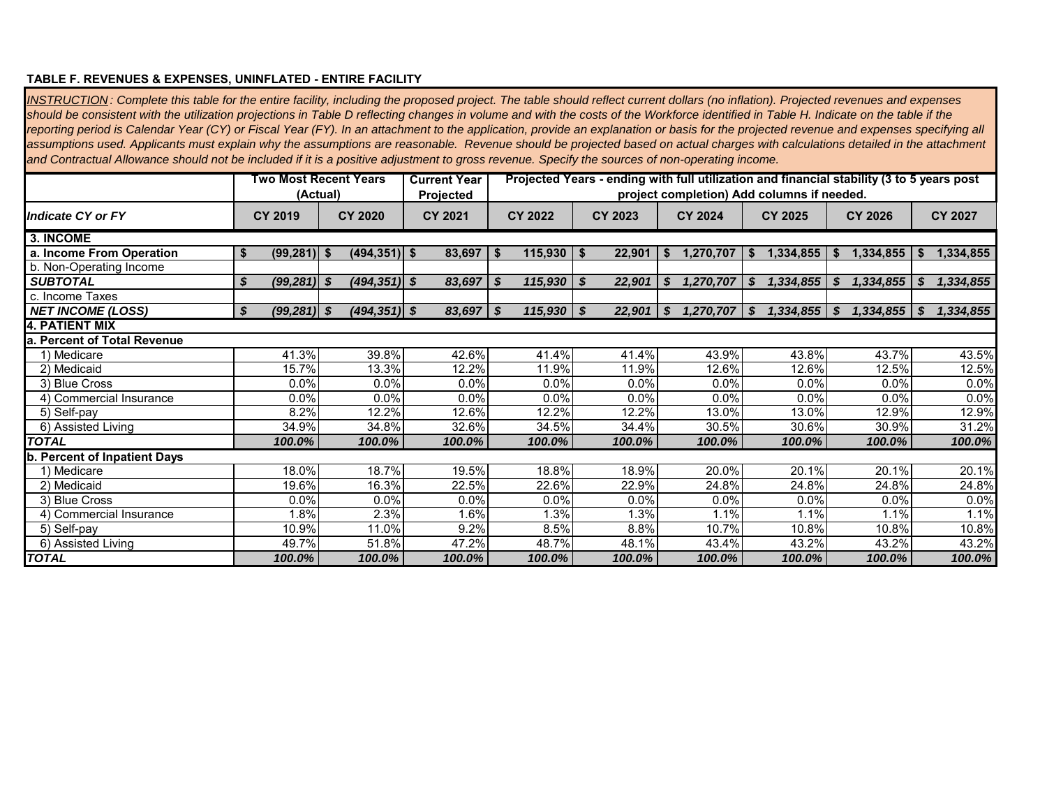**TABLE F. REVENUES & EXPENSES, UNINFLATED - ENTIRE FACILITY**

*INSTRUCTION: Complete this table for the entire facility, including the proposed project. The table should reflect current dollars (no inflation). Projected revenues and expenses should be consistent with the utilization projections in Table D reflecting changes in volume and with the costs of the Workforce identified in Table H. Indicate on the table if the reporting period is Calendar Year (CY) or Fiscal Year (FY). In an attachment to the application, provide an explanation or basis for the projected revenue and expenses specifying all assumptions used. Applicants must explain why the assumptions are reasonable. Revenue should be projected based on actual charges with calculations detailed in the attachment and Contractual Allowance should not be included if it is a positive adjustment to gross revenue. Specify the sources of non-operating income.*

| | Two Most Recent Years (Actual) | | Current Year Projected | Projected Years - ending with full utilization and financial stability (3 to 5 years post project completion) Add columns if needed. | | | | | |
|---|---|---|---|---|---|---|---|---|---|
| ***Indicate CY or FY*** | **CY 2019** | **CY 2020** | **CY 2021** | **CY 2022** | **CY 2023** | **CY 2024** | **CY 2025** | **CY 2026** | **CY 2027** |
| **3. INCOME** | | | | | | | | | |
| **a. Income From Operation** | $ (99,281) | $ (494,351) | $ 83,697 | $ 115,930 | $ 22,901 | $ 1,270,707 | $ 1,334,855 | $ 1,334,855 | $ 1,334,855 |
| b. Non-Operating Income | | | | | | | | | |
| ***SUBTOTAL*** | *$ (99,281)* | *$ (494,351)* | *$ 83,697* | *$ 115,930* | *$ 22,901* | *$ 1,270,707* | *$ 1,334,855* | *$ 1,334,855* | *$ 1,334,855* |
| c. Income Taxes | | | | | | | | | |
| ***NET INCOME (LOSS)*** | *$ (99,281)* | *$ (494,351)* | *$ 83,697* | *$ 115,930* | *$ 22,901* | *$ 1,270,707* | *$ 1,334,855* | *$ 1,334,855* | *$ 1,334,855* |
| **4. PATIENT MIX** | | | | | | | | | |
| **a. Percent of Total Revenue** | | | | | | | | | |
| 1) Medicare | 41.3% | 39.8% | 42.6% | 41.4% | 41.4% | 43.9% | 43.8% | 43.7% | 43.5% |
| 2) Medicaid | 15.7% | 13.3% | 12.2% | 11.9% | 11.9% | 12.6% | 12.6% | 12.5% | 12.5% |
| 3) Blue Cross | 0.0% | 0.0% | 0.0% | 0.0% | 0.0% | 0.0% | 0.0% | 0.0% | 0.0% |
| 4) Commercial Insurance | 0.0% | 0.0% | 0.0% | 0.0% | 0.0% | 0.0% | 0.0% | 0.0% | 0.0% |
| 5) Self-pay | 8.2% | 12.2% | 12.6% | 12.2% | 12.2% | 13.0% | 13.0% | 12.9% | 12.9% |
| 6) Assisted Living | 34.9% | 34.8% | 32.6% | 34.5% | 34.4% | 30.5% | 30.6% | 30.9% | 31.2% |
| ***TOTAL*** | *100.0%* | *100.0%* | *100.0%* | *100.0%* | *100.0%* | *100.0%* | *100.0%* | *100.0%* | *100.0%* |
| **b. Percent of Inpatient Days** | | | | | | | | | |
| 1) Medicare | 18.0% | 18.7% | 19.5% | 18.8% | 18.9% | 20.0% | 20.1% | 20.1% | 20.1% |
| 2) Medicaid | 19.6% | 16.3% | 22.5% | 22.6% | 22.9% | 24.8% | 24.8% | 24.8% | 24.8% |
| 3) Blue Cross | 0.0% | 0.0% | 0.0% | 0.0% | 0.0% | 0.0% | 0.0% | 0.0% | 0.0% |
| 4) Commercial Insurance | 1.8% | 2.3% | 1.6% | 1.3% | 1.3% | 1.1% | 1.1% | 1.1% | 1.1% |
| 5) Self-pay | 10.9% | 11.0% | 9.2% | 8.5% | 8.8% | 10.7% | 10.8% | 10.8% | 10.8% |
| 6) Assisted Living | 49.7% | 51.8% | 47.2% | 48.7% | 48.1% | 43.4% | 43.2% | 43.2% | 43.2% |
| ***TOTAL*** | *100.0%* | *100.0%* | *100.0%* | *100.0%* | *100.0%* | *100.0%* | *100.0%* | *100.0%* | *100.0%* |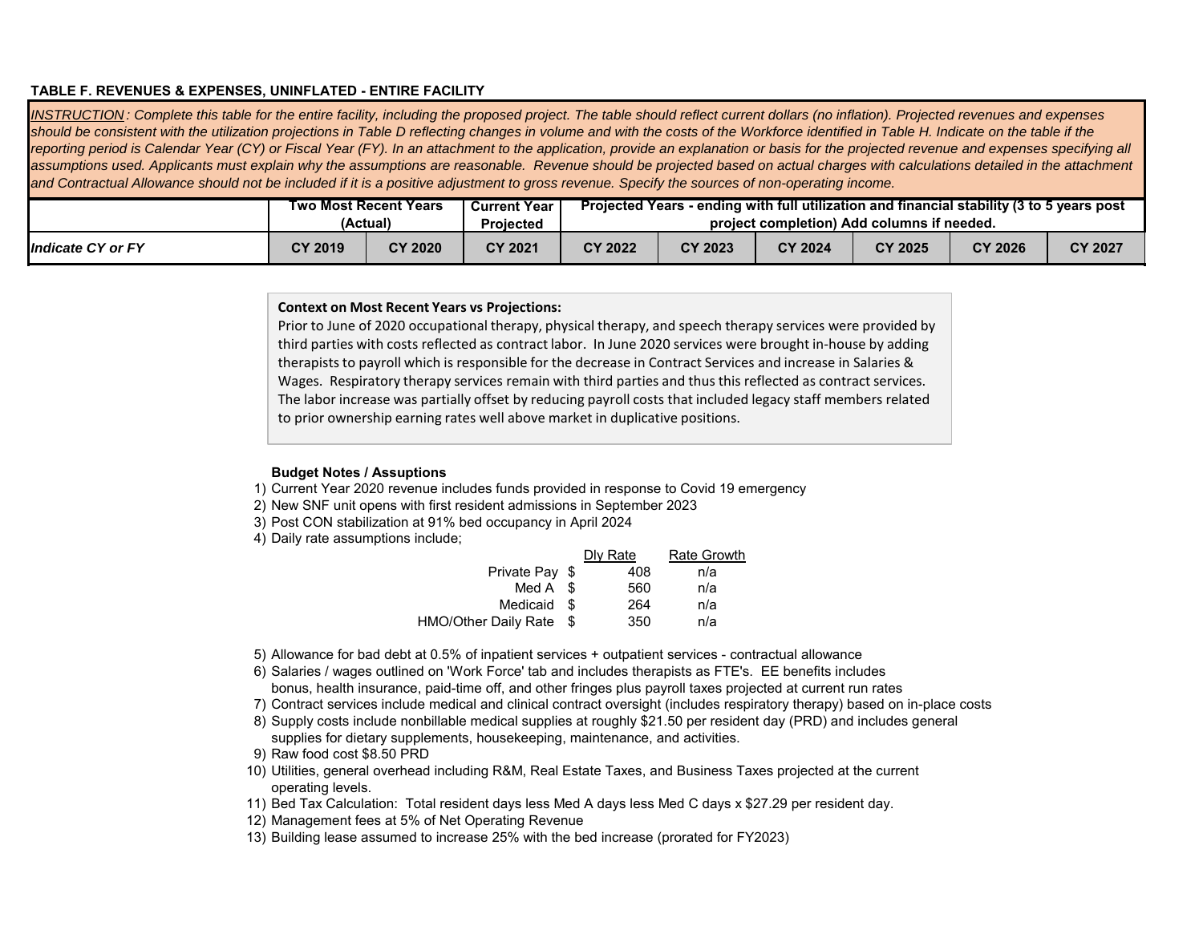**TABLE F. REVENUES & EXPENSES, UNINFLATED - ENTIRE FACILITY**

*INSTRUCTION: Complete this table for the entire facility, including the proposed project. The table should reflect current dollars (no inflation). Projected revenues and expenses should be consistent with the utilization projections in Table D reflecting changes in volume and with the costs of the Workforce identified in Table H. Indicate on the table if the reporting period is Calendar Year (CY) or Fiscal Year (FY). In an attachment to the application, provide an explanation or basis for the projected revenue and expenses specifying all assumptions used. Applicants must explain why the assumptions are reasonable. Revenue should be projected based on actual charges with calculations detailed in the attachment and Contractual Allowance should not be included if it is a positive adjustment to gross revenue. Specify the sources of non-operating income.*

| | Two Most Recent Years (Actual) | | Current Year Projected | Projected Years - ending with full utilization and financial stability (3 to 5 years post project completion) Add columns if needed. | | | | | |
|---|---|---|---|---|---|---|---|---|---|
| ***Indicate CY or FY*** | **CY 2019** | **CY 2020** | **CY 2021** | **CY 2022** | **CY 2023** | **CY 2024** | **CY 2025** | **CY 2026** | **CY 2027** |

**Context on Most Recent Years vs Projections:**
Prior to June of 2020 occupational therapy, physical therapy, and speech therapy services were provided by third parties with costs reflected as contract labor. In June 2020 services were brought in-house by adding therapists to payroll which is responsible for the decrease in Contract Services and increase in Salaries & Wages. Respiratory therapy services remain with third parties and thus this reflected as contract services. The labor increase was partially offset by reducing payroll costs that included legacy staff members related to prior ownership earning rates well above market in duplicative positions.

**Budget Notes / Assuptions**

1) Current Year 2020 revenue includes funds provided in response to Covid 19 emergency
2) New SNF unit opens with first resident admissions in September 2023
3) Post CON stabilization at 91% bed occupancy in April 2024
4) Daily rate assumptions include;

| | Dly Rate | Rate Growth |
|---|---|---|
| Private Pay | $ 408 | n/a |
| Med A | $ 560 | n/a |
| Medicaid | $ 264 | n/a |
| HMO/Other Daily Rate | $ 350 | n/a |

5) Allowance for bad debt at 0.5% of inpatient services + outpatient services - contractual allowance
6) Salaries / wages outlined on 'Work Force' tab and includes therapists as FTE's. EE benefits includes bonus, health insurance, paid-time off, and other fringes plus payroll taxes projected at current run rates
7) Contract services include medical and clinical contract oversight (includes respiratory therapy) based on in-place costs
8) Supply costs include nonbillable medical supplies at roughly $21.50 per resident day (PRD) and includes general supplies for dietary supplements, housekeeping, maintenance, and activities.
9) Raw food cost $8.50 PRD
10) Utilities, general overhead including R&M, Real Estate Taxes, and Business Taxes projected at the current operating levels.
11) Bed Tax Calculation: Total resident days less Med A days less Med C days x $27.29 per resident day.
12) Management fees at 5% of Net Operating Revenue
13) Building lease assumed to increase 25% with the bed increase (prorated for FY2023)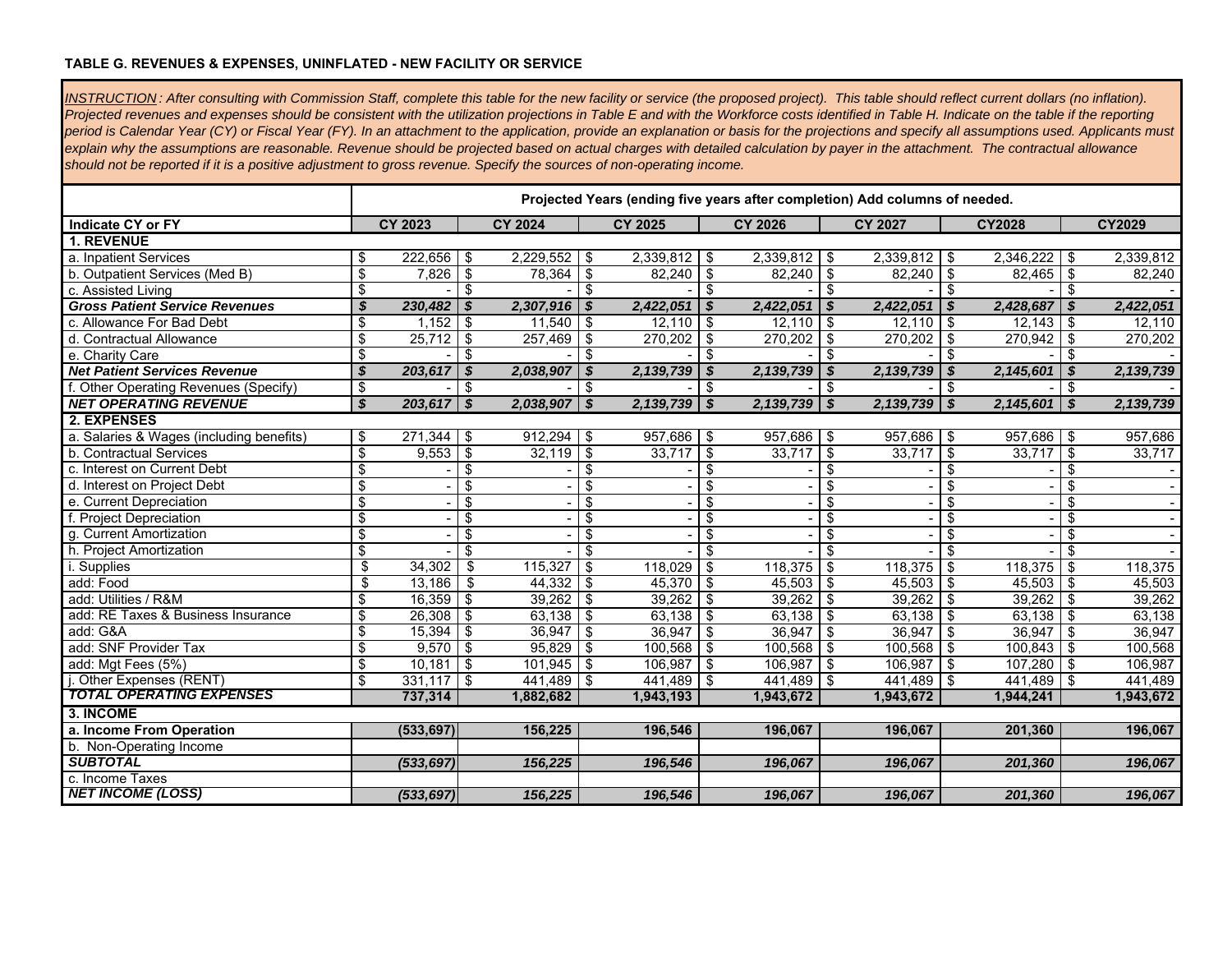**TABLE G. REVENUES & EXPENSES, UNINFLATED - NEW FACILITY OR SERVICE**

*INSTRUCTION: After consulting with Commission Staff, complete this table for the new facility or service (the proposed project). This table should reflect current dollars (no inflation). Projected revenues and expenses should be consistent with the utilization projections in Table E and with the Workforce costs identified in Table H. Indicate on the table if the reporting period is Calendar Year (CY) or Fiscal Year (FY). In an attachment to the application, provide an explanation or basis for the projections and specify all assumptions used. Applicants must explain why the assumptions are reasonable. Revenue should be projected based on actual charges with detailed calculation by payer in the attachment. The contractual allowance should not be reported if it is a positive adjustment to gross revenue. Specify the sources of non-operating income.*

| | Projected Years (ending five years after completion) Add columns of needed. | | | | | | |
|---|---|---|---|---|---|---|---|
| **Indicate CY or FY** | **CY 2023** | **CY 2024** | **CY 2025** | **CY 2026** | **CY 2027** | **CY2028** | **CY2029** |
| **1. REVENUE** | | | | | | | |
| a. Inpatient Services | $ 222,656 | $ 2,229,552 | $ 2,339,812 | $ 2,339,812 | $ 2,339,812 | $ 2,346,222 | $ 2,339,812 |
| b. Outpatient Services (Med B) | $ 7,826 | $ 78,364 | $ 82,240 | $ 82,240 | $ 82,240 | $ 82,465 | $ 82,240 |
| c. Assisted Living | $ - | $ - | $ - | $ - | $ - | $ - | $ - |
| ***Gross Patient Service Revenues*** | ***$ 230,482*** | ***$ 2,307,916*** | ***$ 2,422,051*** | ***$ 2,422,051*** | ***$ 2,422,051*** | ***$ 2,428,687*** | ***$ 2,422,051*** |
| c. Allowance For Bad Debt | $ 1,152 | $ 11,540 | $ 12,110 | $ 12,110 | $ 12,110 | $ 12,143 | $ 12,110 |
| d. Contractual Allowance | $ 25,712 | $ 257,469 | $ 270,202 | $ 270,202 | $ 270,202 | $ 270,942 | $ 270,202 |
| e. Charity Care | $ - | $ - | $ - | $ - | $ - | $ - | $ - |
| ***Net Patient Services Revenue*** | ***$ 203,617*** | ***$ 2,038,907*** | ***$ 2,139,739*** | ***$ 2,139,739*** | ***$ 2,139,739*** | ***$ 2,145,601*** | ***$ 2,139,739*** |
| f. Other Operating Revenues (Specify) | $ - | $ - | $ - | $ - | $ - | $ - | $ - |
| ***NET OPERATING REVENUE*** | ***$ 203,617*** | ***$ 2,038,907*** | ***$ 2,139,739*** | ***$ 2,139,739*** | ***$ 2,139,739*** | ***$ 2,145,601*** | ***$ 2,139,739*** |
| **2. EXPENSES** | | | | | | | |
| a. Salaries & Wages (including benefits) | $ 271,344 | $ 912,294 | $ 957,686 | $ 957,686 | $ 957,686 | $ 957,686 | $ 957,686 |
| b. Contractual Services | $ 9,553 | $ 32,119 | $ 33,717 | $ 33,717 | $ 33,717 | $ 33,717 | $ 33,717 |
| c. Interest on Current Debt | $ - | $ - | $ - | $ - | $ - | $ - | $ - |
| d. Interest on Project Debt | $ - | $ - | $ - | $ - | $ - | $ - | $ - |
| e. Current Depreciation | $ - | $ - | $ - | $ - | $ - | $ - | $ - |
| f. Project Depreciation | $ - | $ - | $ - | $ - | $ - | $ - | $ - |
| g. Current Amortization | $ - | $ - | $ - | $ - | $ - | $ - | $ - |
| h. Project Amortization | $ - | $ - | $ - | $ - | $ - | $ - | $ - |
| i. Supplies | $ 34,302 | $ 115,327 | $ 118,029 | $ 118,375 | $ 118,375 | $ 118,375 | $ 118,375 |
| add: Food | $ 13,186 | $ 44,332 | $ 45,370 | $ 45,503 | $ 45,503 | $ 45,503 | $ 45,503 |
| add: Utilities / R&M | $ 16,359 | $ 39,262 | $ 39,262 | $ 39,262 | $ 39,262 | $ 39,262 | $ 39,262 |
| add: RE Taxes & Business Insurance | $ 26,308 | $ 63,138 | $ 63,138 | $ 63,138 | $ 63,138 | $ 63,138 | $ 63,138 |
| add: G&A | $ 15,394 | $ 36,947 | $ 36,947 | $ 36,947 | $ 36,947 | $ 36,947 | $ 36,947 |
| add: SNF Provider Tax | $ 9,570 | $ 95,829 | $ 100,568 | $ 100,568 | $ 100,568 | $ 100,843 | $ 100,568 |
| add: Mgt Fees (5%) | $ 10,181 | $ 101,945 | $ 106,987 | $ 106,987 | $ 106,987 | $ 107,280 | $ 106,987 |
| j. Other Expenses (RENT) | $ 331,117 | $ 441,489 | $ 441,489 | $ 441,489 | $ 441,489 | $ 441,489 | $ 441,489 |
| ***TOTAL OPERATING EXPENSES*** | **737,314** | **1,882,682** | **1,943,193** | **1,943,672** | **1,943,672** | **1,944,241** | **1,943,672** |
| **3. INCOME** | | | | | | | |
| **a. Income From Operation** | **(533,697)** | **156,225** | **196,546** | **196,067** | **196,067** | **201,360** | **196,067** |
| b. Non-Operating Income | | | | | | | |
| ***SUBTOTAL*** | ***(533,697)*** | ***156,225*** | ***196,546*** | ***196,067*** | ***196,067*** | ***201,360*** | ***196,067*** |
| c. Income Taxes | | | | | | | |
| ***NET INCOME (LOSS)*** | ***(533,697)*** | ***156,225*** | ***196,546*** | ***196,067*** | ***196,067*** | ***201,360*** | ***196,067*** |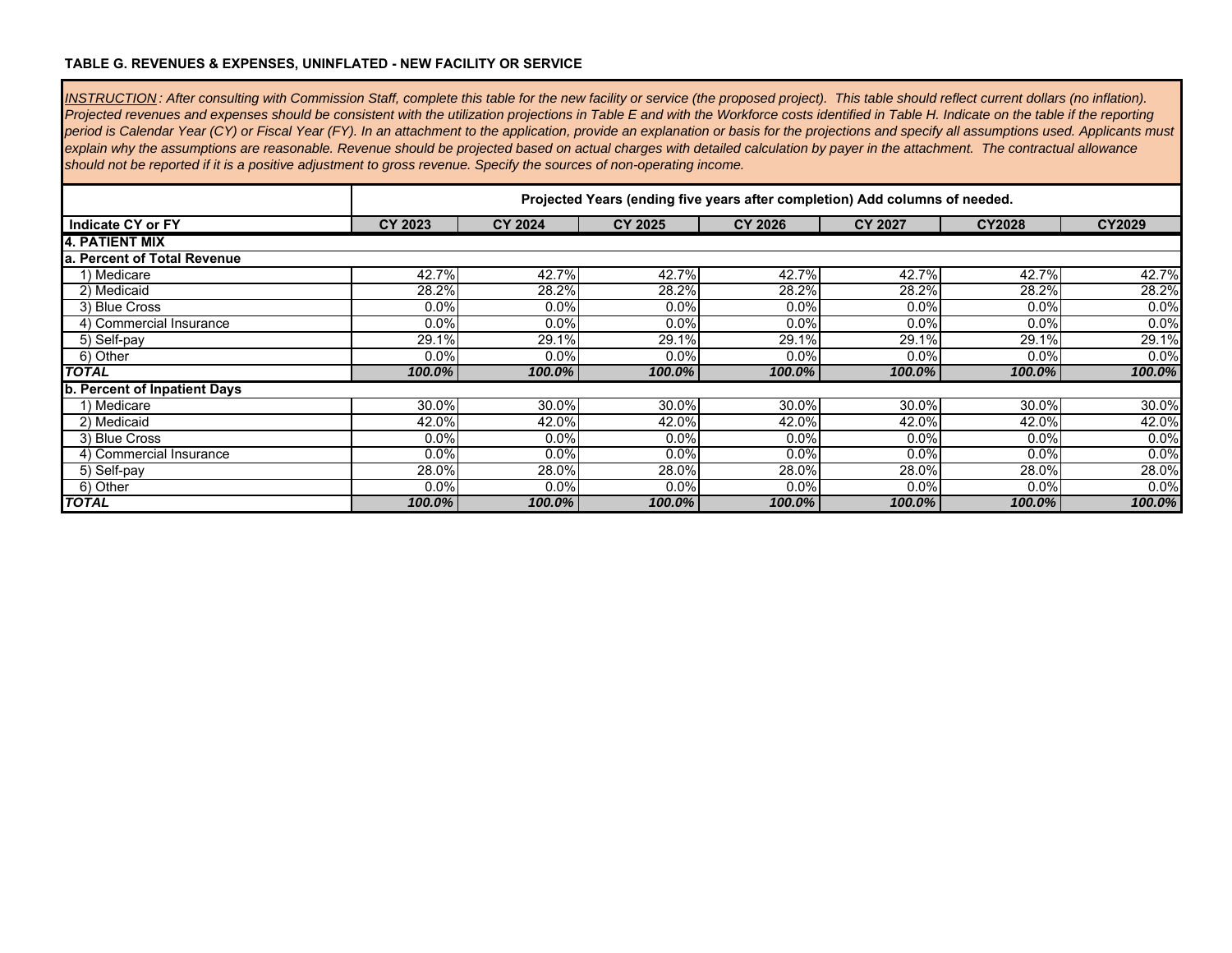**TABLE G. REVENUES & EXPENSES, UNINFLATED - NEW FACILITY OR SERVICE**

*INSTRUCTION : After consulting with Commission Staff, complete this table for the new facility or service (the proposed project). This table should reflect current dollars (no inflation). Projected revenues and expenses should be consistent with the utilization projections in Table E and with the Workforce costs identified in Table H. Indicate on the table if the reporting period is Calendar Year (CY) or Fiscal Year (FY). In an attachment to the application, provide an explanation or basis for the projections and specify all assumptions used. Applicants must explain why the assumptions are reasonable. Revenue should be projected based on actual charges with detailed calculation by payer in the attachment. The contractual allowance should not be reported if it is a positive adjustment to gross revenue. Specify the sources of non-operating income.*

| | Projected Years (ending five years after completion) Add columns of needed. | | | | | | |
|---|---|---|---|---|---|---|---|
| **Indicate CY or FY** | **CY 2023** | **CY 2024** | **CY 2025** | **CY 2026** | **CY 2027** | **CY2028** | **CY2029** |
| **4. PATIENT MIX** | | | | | | | |
| **a. Percent of Total Revenue** | | | | | | | |
| 1) Medicare | 42.7% | 42.7% | 42.7% | 42.7% | 42.7% | 42.7% | 42.7% |
| 2) Medicaid | 28.2% | 28.2% | 28.2% | 28.2% | 28.2% | 28.2% | 28.2% |
| 3) Blue Cross | 0.0% | 0.0% | 0.0% | 0.0% | 0.0% | 0.0% | 0.0% |
| 4) Commercial Insurance | 0.0% | 0.0% | 0.0% | 0.0% | 0.0% | 0.0% | 0.0% |
| 5) Self-pay | 29.1% | 29.1% | 29.1% | 29.1% | 29.1% | 29.1% | 29.1% |
| 6) Other | 0.0% | 0.0% | 0.0% | 0.0% | 0.0% | 0.0% | 0.0% |
| ***TOTAL*** | ***100.0%*** | ***100.0%*** | ***100.0%*** | ***100.0%*** | ***100.0%*** | ***100.0%*** | ***100.0%*** |
| **b. Percent of Inpatient Days** | | | | | | | |
| 1) Medicare | 30.0% | 30.0% | 30.0% | 30.0% | 30.0% | 30.0% | 30.0% |
| 2) Medicaid | 42.0% | 42.0% | 42.0% | 42.0% | 42.0% | 42.0% | 42.0% |
| 3) Blue Cross | 0.0% | 0.0% | 0.0% | 0.0% | 0.0% | 0.0% | 0.0% |
| 4) Commercial Insurance | 0.0% | 0.0% | 0.0% | 0.0% | 0.0% | 0.0% | 0.0% |
| 5) Self-pay | 28.0% | 28.0% | 28.0% | 28.0% | 28.0% | 28.0% | 28.0% |
| 6) Other | 0.0% | 0.0% | 0.0% | 0.0% | 0.0% | 0.0% | 0.0% |
| ***TOTAL*** | ***100.0%*** | ***100.0%*** | ***100.0%*** | ***100.0%*** | ***100.0%*** | ***100.0%*** | ***100.0%*** |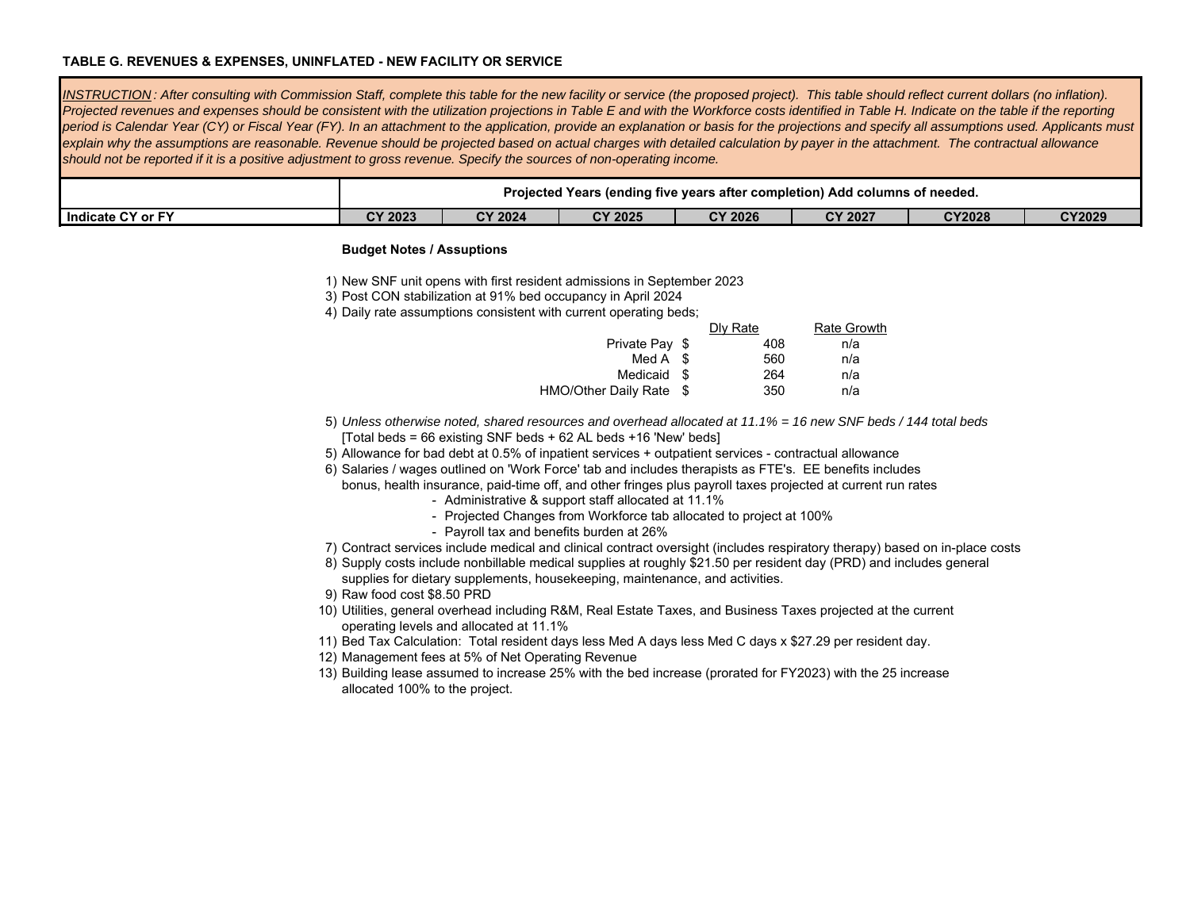**TABLE G. REVENUES & EXPENSES, UNINFLATED - NEW FACILITY OR SERVICE**

*INSTRUCTION: After consulting with Commission Staff, complete this table for the new facility or service (the proposed project). This table should reflect current dollars (no inflation). Projected revenues and expenses should be consistent with the utilization projections in Table E and with the Workforce costs identified in Table H. Indicate on the table if the reporting period is Calendar Year (CY) or Fiscal Year (FY). In an attachment to the application, provide an explanation or basis for the projections and specify all assumptions used. Applicants must explain why the assumptions are reasonable. Revenue should be projected based on actual charges with detailed calculation by payer in the attachment. The contractual allowance should not be reported if it is a positive adjustment to gross revenue. Specify the sources of non-operating income.*

| | Projected Years (ending five years after completion) Add columns of needed. | | | | | | |
|---|---|---|---|---|---|---|---|
| **Indicate CY or FY** | **CY 2023** | **CY 2024** | **CY 2025** | **CY 2026** | **CY 2027** | **CY2028** | **CY2029** |

**Budget Notes / Assuptions**

1) New SNF unit opens with first resident admissions in September 2023
3) Post CON stabilization at 91% bed occupancy in April 2024
4) Daily rate assumptions consistent with current operating beds;

| | Dly Rate | Rate Growth |
|---|---|---|
| Private Pay | $ 408 | n/a |
| Med A | $ 560 | n/a |
| Medicaid | $ 264 | n/a |
| HMO/Other Daily Rate | $ 350 | n/a |

5) *Unless otherwise noted, shared resources and overhead allocated at 11.1% = 16 new SNF beds / 144 total beds*
   [Total beds = 66 existing SNF beds + 62 AL beds +16 'New' beds]
5) Allowance for bad debt at 0.5% of inpatient services + outpatient services - contractual allowance
6) Salaries / wages outlined on 'Work Force' tab and includes therapists as FTE's. EE benefits includes bonus, health insurance, paid-time off, and other fringes plus payroll taxes projected at current run rates
   - Administrative & support staff allocated at 11.1%
   - Projected Changes from Workforce tab allocated to project at 100%
   - Payroll tax and benefits burden at 26%
7) Contract services include medical and clinical contract oversight (includes respiratory therapy) based on in-place costs
8) Supply costs include nonbillable medical supplies at roughly $21.50 per resident day (PRD) and includes general supplies for dietary supplements, housekeeping, maintenance, and activities.
9) Raw food cost $8.50 PRD
10) Utilities, general overhead including R&M, Real Estate Taxes, and Business Taxes projected at the current operating levels and allocated at 11.1%
11) Bed Tax Calculation: Total resident days less Med A days less Med C days x $27.29 per resident day.
12) Management fees at 5% of Net Operating Revenue
13) Building lease assumed to increase 25% with the bed increase (prorated for FY2023) with the 25 increase allocated 100% to the project.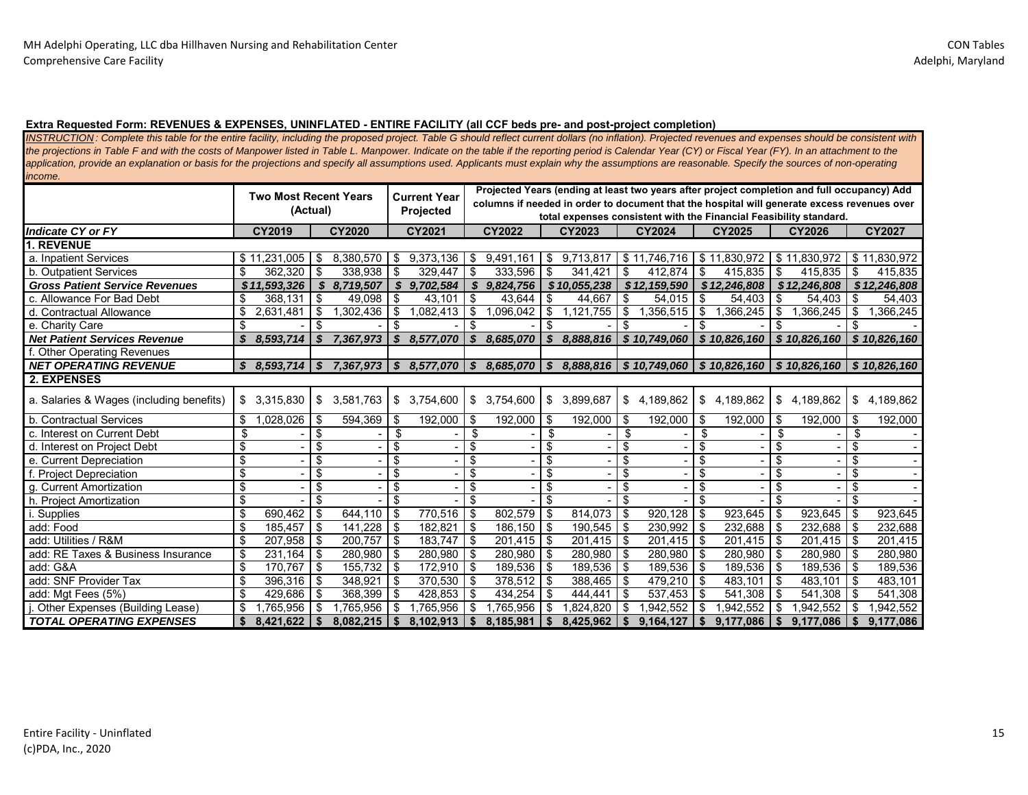MH Adelphi Operating, LLC dba Hillhaven Nursing and Rehabilitation Center
Comprehensive Care Facility

CON Tables
Adelphi, Maryland

**Extra Requested Form: REVENUES & EXPENSES, UNINFLATED - ENTIRE FACILITY (all CCF beds pre- and post-project completion)**

*INSTRUCTION: Complete this table for the entire facility, including the proposed project. Table G should reflect current dollars (no inflation). Projected revenues and expenses should be consistent with the projections in Table F and with the costs of Manpower listed in Table L. Manpower. Indicate on the table if the reporting period is Calendar Year (CY) or Fiscal Year (FY). In an attachment to the application, provide an explanation or basis for the projections and specify all assumptions used. Applicants must explain why the assumptions are reasonable. Specify the sources of non-operating income.*

| | Two Most Recent Years (Actual) | | Current Year Projected | Projected Years (ending at least two years after project completion and full occupancy) Add columns if needed in order to document that the hospital will generate excess revenues over total expenses consistent with the Financial Feasibility standard. | | | | | |
|---|---|---|---|---|---|---|---|---|---|
| ***Indicate CY or FY*** | **CY2019** | **CY2020** | **CY2021** | **CY2022** | **CY2023** | **CY2024** | **CY2025** | **CY2026** | **CY2027** |
| **1. REVENUE** | | | | | | | | | |
| a. Inpatient Services | $ 11,231,005 | $ 8,380,570 | $ 9,373,136 | $ 9,491,161 | $ 9,713,817 | $ 11,746,716 | $ 11,830,972 | $ 11,830,972 | $ 11,830,972 |
| b. Outpatient Services | $ 362,320 | $ 338,938 | $ 329,447 | $ 333,596 | $ 341,421 | $ 412,874 | $ 415,835 | $ 415,835 | $ 415,835 |
| ***Gross Patient Service Revenues*** | ***$ 11,593,326*** | ***$ 8,719,507*** | ***$ 9,702,584*** | ***$ 9,824,756*** | ***$ 10,055,238*** | ***$ 12,159,590*** | ***$ 12,246,808*** | ***$ 12,246,808*** | ***$ 12,246,808*** |
| c. Allowance For Bad Debt | $ 368,131 | $ 49,098 | $ 43,101 | $ 43,644 | $ 44,667 | $ 54,015 | $ 54,403 | $ 54,403 | $ 54,403 |
| d. Contractual Allowance | $ 2,631,481 | $ 1,302,436 | $ 1,082,413 | $ 1,096,042 | $ 1,121,755 | $ 1,356,515 | $ 1,366,245 | $ 1,366,245 | $ 1,366,245 |
| e. Charity Care | $ - | $ - | $ - | $ - | $ - | $ - | $ - | $ - | $ - |
| ***Net Patient Services Revenue*** | ***$ 8,593,714*** | ***$ 7,367,973*** | ***$ 8,577,070*** | ***$ 8,685,070*** | ***$ 8,888,816*** | ***$ 10,749,060*** | ***$ 10,826,160*** | ***$ 10,826,160*** | ***$ 10,826,160*** |
| f. Other Operating Revenues | | | | | | | | | |
| ***NET OPERATING REVENUE*** | ***$ 8,593,714*** | ***$ 7,367,973*** | ***$ 8,577,070*** | ***$ 8,685,070*** | ***$ 8,888,816*** | ***$ 10,749,060*** | ***$ 10,826,160*** | ***$ 10,826,160*** | ***$ 10,826,160*** |
| **2. EXPENSES** | | | | | | | | | |
| a. Salaries & Wages (including benefits) | $ 3,315,830 | $ 3,581,763 | $ 3,754,600 | $ 3,754,600 | $ 3,899,687 | $ 4,189,862 | $ 4,189,862 | $ 4,189,862 | $ 4,189,862 |
| b. Contractual Services | $ 1,028,026 | $ 594,369 | $ 192,000 | $ 192,000 | $ 192,000 | $ 192,000 | $ 192,000 | $ 192,000 | $ 192,000 |
| c. Interest on Current Debt | $ - | $ - | $ - | $ - | $ - | $ - | $ - | $ - | $ - |
| d. Interest on Project Debt | $ - | $ - | $ - | $ - | $ - | $ - | $ - | $ - | $ - |
| e. Current Depreciation | $ - | $ - | $ - | $ - | $ - | $ - | $ - | $ - | $ - |
| f. Project Depreciation | $ - | $ - | $ - | $ - | $ - | $ - | $ - | $ - | $ - |
| g. Current Amortization | $ - | $ - | $ - | $ - | $ - | $ - | $ - | $ - | $ - |
| h. Project Amortization | $ - | $ - | $ - | $ - | $ - | $ - | $ - | $ - | $ - |
| i. Supplies | $ 690,462 | $ 644,110 | $ 770,516 | $ 802,579 | $ 814,073 | $ 920,128 | $ 923,645 | $ 923,645 | $ 923,645 |
| add: Food | $ 185,457 | $ 141,228 | $ 182,821 | $ 186,150 | $ 190,545 | $ 230,992 | $ 232,688 | $ 232,688 | $ 232,688 |
| add: Utilities / R&M | $ 207,958 | $ 200,757 | $ 183,747 | $ 201,415 | $ 201,415 | $ 201,415 | $ 201,415 | $ 201,415 | $ 201,415 |
| add: RE Taxes & Business Insurance | $ 231,164 | $ 280,980 | $ 280,980 | $ 280,980 | $ 280,980 | $ 280,980 | $ 280,980 | $ 280,980 | $ 280,980 |
| add: G&A | $ 170,767 | $ 155,732 | $ 172,910 | $ 189,536 | $ 189,536 | $ 189,536 | $ 189,536 | $ 189,536 | $ 189,536 |
| add: SNF Provider Tax | $ 396,316 | $ 348,921 | $ 370,530 | $ 378,512 | $ 388,465 | $ 479,210 | $ 483,101 | $ 483,101 | $ 483,101 |
| add: Mgt Fees (5%) | $ 429,686 | $ 368,399 | $ 428,853 | $ 434,254 | $ 444,441 | $ 537,453 | $ 541,308 | $ 541,308 | $ 541,308 |
| j. Other Expenses (Building Lease) | $ 1,765,956 | $ 1,765,956 | $ 1,765,956 | $ 1,765,956 | $ 1,824,820 | $ 1,942,552 | $ 1,942,552 | $ 1,942,552 | $ 1,942,552 |
| ***TOTAL OPERATING EXPENSES*** | **$ 8,421,622** | **$ 8,082,215** | **$ 8,102,913** | **$ 8,185,981** | **$ 8,425,962** | **$ 9,164,127** | **$ 9,177,086** | **$ 9,177,086** | **$ 9,177,086** |

Entire Facility - Uninflated
(c)PDA, Inc., 2020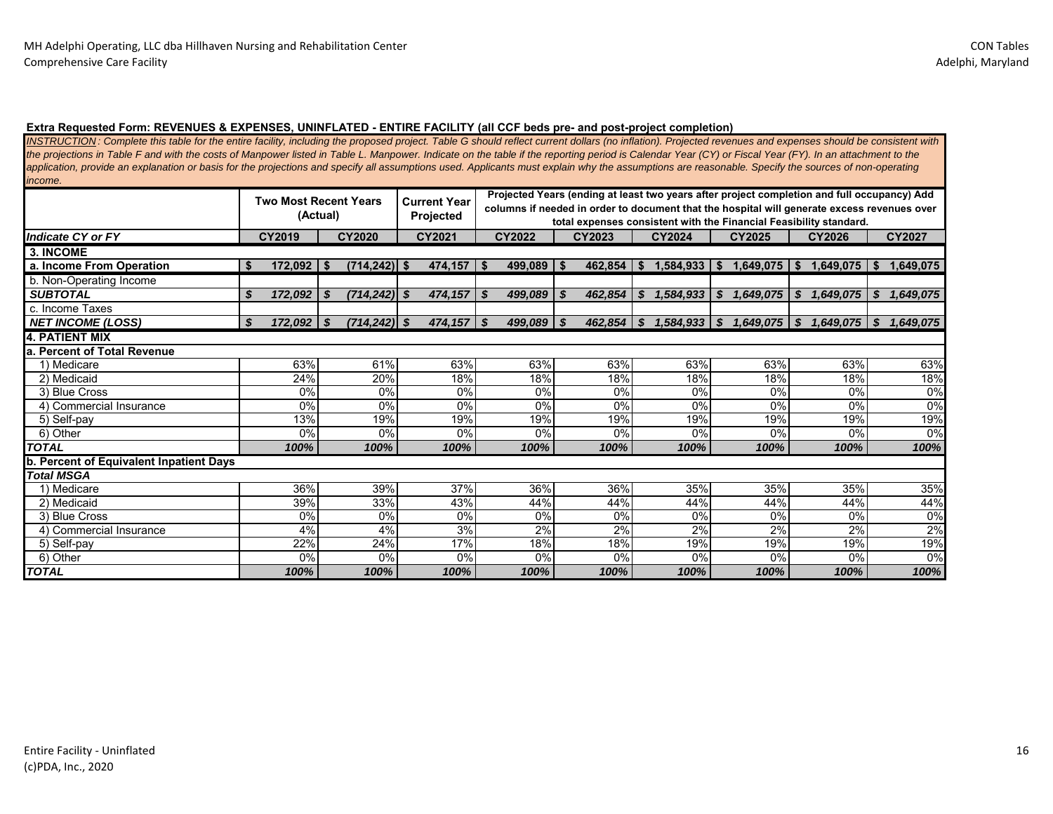**Extra Requested Form: REVENUES & EXPENSES, UNINFLATED - ENTIRE FACILITY (all CCF beds pre- and post-project completion)**

*INSTRUCTION: Complete this table for the entire facility, including the proposed project. Table G should reflect current dollars (no inflation). Projected revenues and expenses should be consistent with the projections in Table F and with the costs of Manpower listed in Table L. Manpower. Indicate on the table if the reporting period is Calendar Year (CY) or Fiscal Year (FY). In an attachment to the application, provide an explanation or basis for the projections and specify all assumptions used. Applicants must explain why the assumptions are reasonable. Specify the sources of non-operating income.*

| | Two Most Recent Years (Actual) | | Current Year Projected | Projected Years (ending at least two years after project completion and full occupancy) Add columns if needed in order to document that the hospital will generate excess revenues over total expenses consistent with the Financial Feasibility standard. | | | | | |
|---|---|---|---|---|---|---|---|---|---|
| ***Indicate CY or FY*** | **CY2019** | **CY2020** | **CY2021** | **CY2022** | **CY2023** | **CY2024** | **CY2025** | **CY2026** | **CY2027** |
| **3. INCOME** | | | | | | | | | |
| **a. Income From Operation** | **$ 172,092** | **$ (714,242)** | **$ 474,157** | **$ 499,089** | **$ 462,854** | **$ 1,584,933** | **$ 1,649,075** | **$ 1,649,075** | **$ 1,649,075** |
| b. Non-Operating Income | | | | | | | | | |
| ***SUBTOTAL*** | ***$ 172,092*** | ***$ (714,242)*** | ***$ 474,157*** | ***$ 499,089*** | ***$ 462,854*** | ***$ 1,584,933*** | ***$ 1,649,075*** | ***$ 1,649,075*** | ***$ 1,649,075*** |
| c. Income Taxes | | | | | | | | | |
| ***NET INCOME (LOSS)*** | ***$ 172,092*** | ***$ (714,242)*** | ***$ 474,157*** | ***$ 499,089*** | ***$ 462,854*** | ***$ 1,584,933*** | ***$ 1,649,075*** | ***$ 1,649,075*** | ***$ 1,649,075*** |
| **4. PATIENT MIX** | | | | | | | | | |
| **a. Percent of Total Revenue** | | | | | | | | | |
| 1) Medicare | 63% | 61% | 63% | 63% | 63% | 63% | 63% | 63% | 63% |
| 2) Medicaid | 24% | 20% | 18% | 18% | 18% | 18% | 18% | 18% | 18% |
| 3) Blue Cross | 0% | 0% | 0% | 0% | 0% | 0% | 0% | 0% | 0% |
| 4) Commercial Insurance | 0% | 0% | 0% | 0% | 0% | 0% | 0% | 0% | 0% |
| 5) Self-pay | 13% | 19% | 19% | 19% | 19% | 19% | 19% | 19% | 19% |
| 6) Other | 0% | 0% | 0% | 0% | 0% | 0% | 0% | 0% | 0% |
| ***TOTAL*** | ***100%*** | ***100%*** | ***100%*** | ***100%*** | ***100%*** | ***100%*** | ***100%*** | ***100%*** | ***100%*** |
| **b. Percent of Equivalent Inpatient Days** | | | | | | | | | |
| ***Total MSGA*** | | | | | | | | | |
| 1) Medicare | 36% | 39% | 37% | 36% | 36% | 35% | 35% | 35% | 35% |
| 2) Medicaid | 39% | 33% | 43% | 44% | 44% | 44% | 44% | 44% | 44% |
| 3) Blue Cross | 0% | 0% | 0% | 0% | 0% | 0% | 0% | 0% | 0% |
| 4) Commercial Insurance | 4% | 4% | 3% | 2% | 2% | 2% | 2% | 2% | 2% |
| 5) Self-pay | 22% | 24% | 17% | 18% | 18% | 19% | 19% | 19% | 19% |
| 6) Other | 0% | 0% | 0% | 0% | 0% | 0% | 0% | 0% | 0% |
| ***TOTAL*** | ***100%*** | ***100%*** | ***100%*** | ***100%*** | ***100%*** | ***100%*** | ***100%*** | ***100%*** | ***100%*** |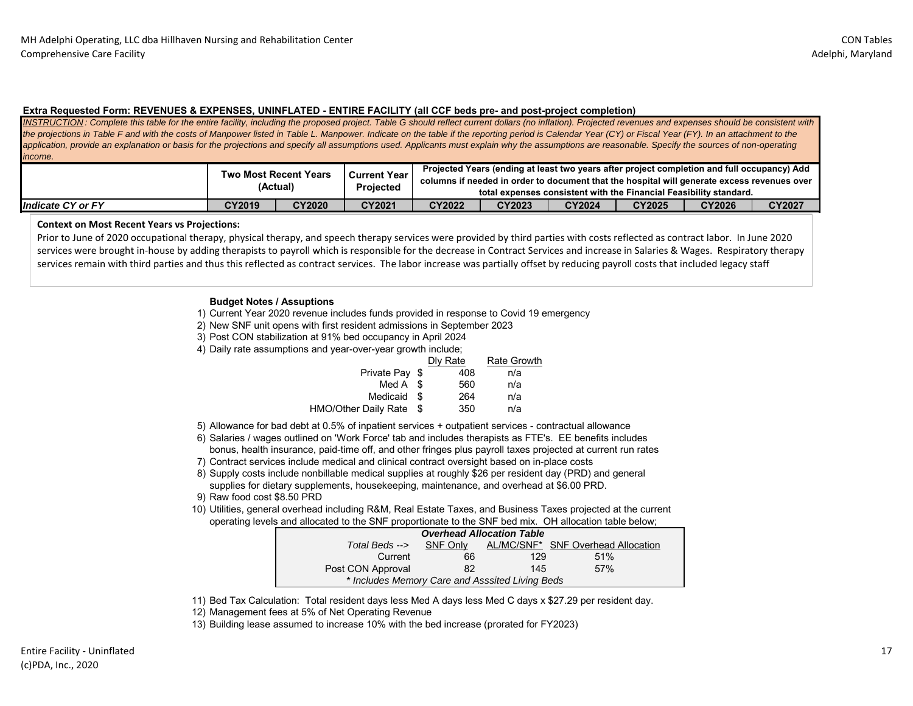MH Adelphi Operating, LLC dba Hillhaven Nursing and Rehabilitation Center
Comprehensive Care Facility

CON Tables
Adelphi, Maryland

**Extra Requested Form: REVENUES & EXPENSES, UNINFLATED - ENTIRE FACILITY (all CCF beds pre- and post-project completion)**

*INSTRUCTION: Complete this table for the entire facility, including the proposed project. Table G should reflect current dollars (no inflation). Projected revenues and expenses should be consistent with the projections in Table F and with the costs of Manpower listed in Table L. Manpower. Indicate on the table if the reporting period is Calendar Year (CY) or Fiscal Year (FY). In an attachment to the application, provide an explanation or basis for the projections and specify all assumptions used. Applicants must explain why the assumptions are reasonable. Specify the sources of non-operating income.*

| | Two Most Recent Years (Actual) | | Current Year Projected | Projected Years (ending at least two years after project completion and full occupancy) Add columns if needed in order to document that the hospital will generate excess revenues over total expenses consistent with the Financial Feasibility standard. | | | | | |
|---|---|---|---|---|---|---|---|---|---|
| ***Indicate CY or FY*** | **CY2019** | **CY2020** | **CY2021** | **CY2022** | **CY2023** | **CY2024** | **CY2025** | **CY2026** | **CY2027** |

**Context on Most Recent Years vs Projections:**

Prior to June of 2020 occupational therapy, physical therapy, and speech therapy services were provided by third parties with costs reflected as contract labor. In June 2020 services were brought in-house by adding therapists to payroll which is responsible for the decrease in Contract Services and increase in Salaries & Wages. Respiratory therapy services remain with third parties and thus this reflected as contract services. The labor increase was partially offset by reducing payroll costs that included legacy staff

**Budget Notes / Assuptions**

1) Current Year 2020 revenue includes funds provided in response to Covid 19 emergency
2) New SNF unit opens with first resident admissions in September 2023
3) Post CON stabilization at 91% bed occupancy in April 2024
4) Daily rate assumptions and year-over-year growth include;

| | Dly Rate | Rate Growth |
|---|---|---|
| Private Pay | $ 408 | n/a |
| Med A | $ 560 | n/a |
| Medicaid | $ 264 | n/a |
| HMO/Other Daily Rate | $ 350 | n/a |

5) Allowance for bad debt at 0.5% of inpatient services + outpatient services - contractual allowance
6) Salaries / wages outlined on 'Work Force' tab and includes therapists as FTE's. EE benefits includes bonus, health insurance, paid-time off, and other fringes plus payroll taxes projected at current run rates
7) Contract services include medical and clinical contract oversight based on in-place costs
8) Supply costs include nonbillable medical supplies at roughly $26 per resident day (PRD) and general supplies for dietary supplements, housekeeping, maintenance, and overhead at $6.00 PRD.
9) Raw food cost $8.50 PRD
10) Utilities, general overhead including R&M, Real Estate Taxes, and Business Taxes projected at the current operating levels and allocated to the SNF proportionate to the SNF bed mix. OH allocation table below;

| *Overhead Allocation Table* | | | |
|---|---|---|---|
| *Total Beds -->* | SNF Only | AL/MC/SNF* | SNF Overhead Allocation |
| Current | 66 | 129 | 51% |
| Post CON Approval | 82 | 145 | 57% |

*\* Includes Memory Care and Asssited Living Beds*

11) Bed Tax Calculation: Total resident days less Med A days less Med C days x $27.29 per resident day.
12) Management fees at 5% of Net Operating Revenue
13) Building lease assumed to increase 10% with the bed increase (prorated for FY2023)

Entire Facility - Uninflated
(c)PDA, Inc., 2020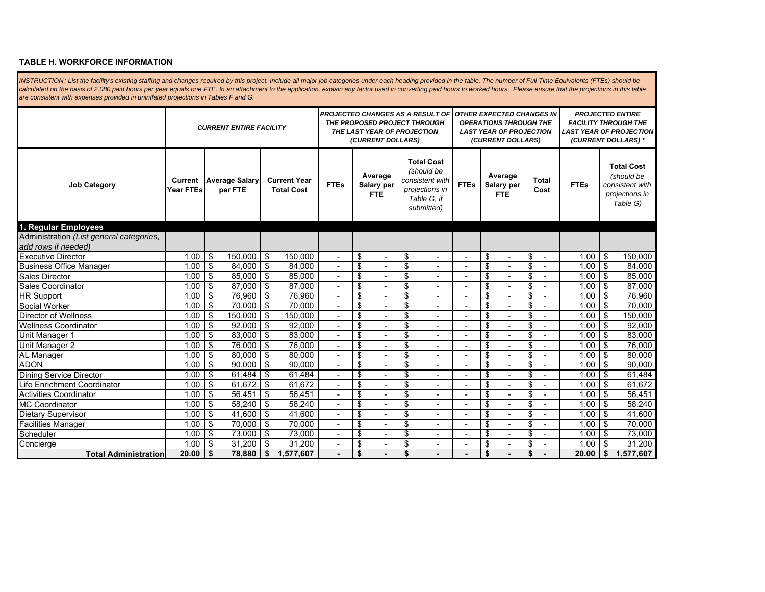**TABLE H. WORKFORCE INFORMATION**

*INSTRUCTION: List the facility's existing staffing and changes required by this project. Include all major job categories under each heading provided in the table. The number of Full Time Equivalents (FTEs) should be calculated on the basis of 2,080 paid hours per year equals one FTE. In an attachment to the application, explain any factor used in converting paid hours to worked hours. Please ensure that the projections in this table are consistent with expenses provided in uninflated projections in Tables F and G.*

| | ***CURRENT ENTIRE FACILITY*** | | | ***PROJECTED CHANGES AS A RESULT OF THE PROPOSED PROJECT THROUGH THE LAST YEAR OF PROJECTION (CURRENT DOLLARS)*** | | | ***OTHER EXPECTED CHANGES IN OPERATIONS THROUGH THE LAST YEAR OF PROJECTION (CURRENT DOLLARS)*** | | | ***PROJECTED ENTIRE FACILITY THROUGH THE LAST YEAR OF PROJECTION (CURRENT DOLLARS) **** | |
|---|---|---|---|---|---|---|---|---|---|---|---|
| **Job Category** | **Current Year FTEs** | **Average Salary per FTE** | **Current Year Total Cost** | **FTEs** | **Average Salary per FTE** | **Total Cost** *(should be consistent with projections in Table G, if submitted)* | **FTEs** | **Average Salary per FTE** | **Total Cost** | **FTEs** | **Total Cost** *(should be consistent with projections in Table G)* |
| **1. Regular Employees** | | | | | | | | | | | |
| Administration *(List general categories, add rows if needed)* | | | | | | | | | | | |
| Executive Director | 1.00 | $ 150,000 | $ 150,000 | - | $ - | $ - | - | $ - | $ - | 1.00 | $ 150,000 |
| Business Office Manager | 1.00 | $ 84,000 | $ 84,000 | - | $ - | $ - | - | $ - | $ - | 1.00 | $ 84,000 |
| Sales Director | 1.00 | $ 85,000 | $ 85,000 | - | $ - | $ - | - | $ - | $ - | 1.00 | $ 85,000 |
| Sales Coordinator | 1.00 | $ 87,000 | $ 87,000 | - | $ - | $ - | - | $ - | $ - | 1.00 | $ 87,000 |
| HR Support | 1.00 | $ 76,960 | $ 76,960 | - | $ - | $ - | - | $ - | $ - | 1.00 | $ 76,960 |
| Social Worker | 1.00 | $ 70,000 | $ 70,000 | - | $ - | $ - | - | $ - | $ - | 1.00 | $ 70,000 |
| Director of Wellness | 1.00 | $ 150,000 | $ 150,000 | - | $ - | $ - | - | $ - | $ - | 1.00 | $ 150,000 |
| Wellness Coordinator | 1.00 | $ 92,000 | $ 92,000 | - | $ - | $ - | - | $ - | $ - | 1.00 | $ 92,000 |
| Unit Manager 1 | 1.00 | $ 83,000 | $ 83,000 | - | $ - | $ - | - | $ - | $ - | 1.00 | $ 83,000 |
| Unit Manager 2 | 1.00 | $ 76,000 | $ 76,000 | - | $ - | $ - | - | $ - | $ - | 1.00 | $ 76,000 |
| AL Manager | 1.00 | $ 80,000 | $ 80,000 | - | $ - | $ - | - | $ - | $ - | 1.00 | $ 80,000 |
| ADON | 1.00 | $ 90,000 | $ 90,000 | - | $ - | $ - | - | $ - | $ - | 1.00 | $ 90,000 |
| Dining Service Director | 1.00 | $ 61,484 | $ 61,484 | - | $ - | $ - | - | $ - | $ - | 1.00 | $ 61,484 |
| Life Enrichment Coordinator | 1.00 | $ 61,672 | $ 61,672 | - | $ - | $ - | - | $ - | $ - | 1.00 | $ 61,672 |
| Activities Coordinator | 1.00 | $ 56,451 | $ 56,451 | - | $ - | $ - | - | $ - | $ - | 1.00 | $ 56,451 |
| MC Coordinator | 1.00 | $ 58,240 | $ 58,240 | - | $ - | $ - | - | $ - | $ - | 1.00 | $ 58,240 |
| Dietary Supervisor | 1.00 | $ 41,600 | $ 41,600 | - | $ - | $ - | - | $ - | $ - | 1.00 | $ 41,600 |
| Facilities Manager | 1.00 | $ 70,000 | $ 70,000 | - | $ - | $ - | - | $ - | $ - | 1.00 | $ 70,000 |
| Scheduler | 1.00 | $ 73,000 | $ 73,000 | - | $ - | $ - | - | $ - | $ - | 1.00 | $ 73,000 |
| Concierge | 1.00 | $ 31,200 | $ 31,200 | - | $ - | $ - | - | $ - | $ - | 1.00 | $ 31,200 |
| **Total Administration** | **20.00** | **$ 78,880** | **$ 1,577,607** | **-** | **$ -** | **$ -** | **-** | **$ -** | **$ -** | **20.00** | **$ 1,577,607** |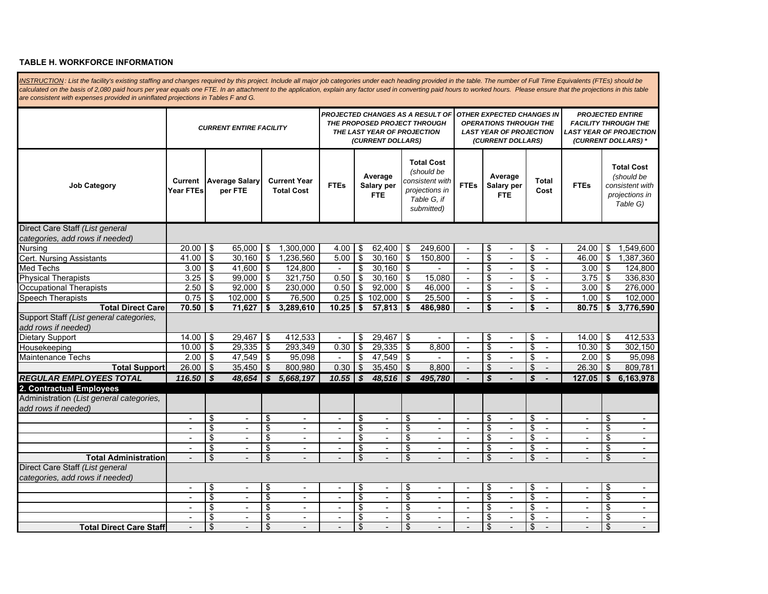**TABLE H. WORKFORCE INFORMATION**

*INSTRUCTION: List the facility's existing staffing and changes required by this project. Include all major job categories under each heading provided in the table. The number of Full Time Equivalents (FTEs) should be calculated on the basis of 2,080 paid hours per year equals one FTE. In an attachment to the application, explain any factor used in converting paid hours to worked hours. Please ensure that the projections in this table are consistent with expenses provided in uninflated projections in Tables F and G.*

| | ***CURRENT ENTIRE FACILITY*** | | | ***PROJECTED CHANGES AS A RESULT OF THE PROPOSED PROJECT THROUGH THE LAST YEAR OF PROJECTION (CURRENT DOLLARS)*** | | | ***OTHER EXPECTED CHANGES IN OPERATIONS THROUGH THE LAST YEAR OF PROJECTION (CURRENT DOLLARS)*** | | | ***PROJECTED ENTIRE FACILITY THROUGH THE LAST YEAR OF PROJECTION (CURRENT DOLLARS) **** | |
|---|---|---|---|---|---|---|---|---|---|---|---|
| **Job Category** | **Current Year FTEs** | **Average Salary per FTE** | **Current Year Total Cost** | **FTEs** | **Average Salary per FTE** | **Total Cost** *(should be consistent with projections in Table G, if submitted)* | **FTEs** | **Average Salary per FTE** | **Total Cost** | **FTEs** | **Total Cost** *(should be consistent with projections in Table G)* |
| Direct Care Staff *(List general categories, add rows if needed)* | | | | | | | | | | | |
| Nursing | 20.00 | $ 65,000 | $ 1,300,000 | 4.00 | $ 62,400 | $ 249,600 | - | $ - | $ - | 24.00 | $ 1,549,600 |
| Cert. Nursing Assistants | 41.00 | $ 30,160 | $ 1,236,560 | 5.00 | $ 30,160 | $ 150,800 | - | $ - | $ - | 46.00 | $ 1,387,360 |
| Med Techs | 3.00 | $ 41,600 | $ 124,800 | - | $ 30,160 | $ - | - | $ - | $ - | 3.00 | $ 124,800 |
| Physical Therapists | 3.25 | $ 99,000 | $ 321,750 | 0.50 | $ 30,160 | $ 15,080 | - | $ - | $ - | 3.75 | $ 336,830 |
| Occupational Therapists | 2.50 | $ 92,000 | $ 230,000 | 0.50 | $ 92,000 | $ 46,000 | - | $ - | $ - | 3.00 | $ 276,000 |
| Speech Therapists | 0.75 | $ 102,000 | $ 76,500 | 0.25 | $ 102,000 | $ 25,500 | - | $ - | $ - | 1.00 | $ 102,000 |
| **Total Direct Care** | **70.50** | **$ 71,627** | **$ 3,289,610** | **10.25** | **$ 57,813** | **$ 486,980** | **-** | **$ -** | **$ -** | **80.75** | **$ 3,776,590** |
| Support Staff *(List general categories, add rows if needed)* | | | | | | | | | | | |
| Dietary Support | 14.00 | $ 29,467 | $ 412,533 | - | $ 29,467 | $ - | - | $ - | $ - | 14.00 | $ 412,533 |
| Housekeeping | 10.00 | $ 29,335 | $ 293,349 | 0.30 | $ 29,335 | $ 8,800 | - | $ - | $ - | 10.30 | $ 302,150 |
| Maintenance Techs | 2.00 | $ 47,549 | $ 95,098 | - | $ 47,549 | $ - | - | $ - | $ - | 2.00 | $ 95,098 |
| **Total Support** | 26.00 | $ 35,450 | $ 800,980 | 0.30 | $ 35,450 | $ 8,800 | - | $ - | $ - | 26.30 | $ 809,781 |
| ***REGULAR EMPLOYEES TOTAL*** | ***116.50*** | ***$ 48,654*** | ***$ 5,668,197*** | ***10.55*** | ***$ 48,516*** | ***$ 495,780*** | ***-*** | ***$ -*** | ***$ -*** | **127.05** | **$ 6,163,978** |
| **2. Contractual Employees** | | | | | | | | | | | |
| Administration *(List general categories, add rows if needed)* | | | | | | | | | | | |
| | - | $ - | $ - | - | $ - | $ - | - | $ - | $ - | - | $ - |
| | - | $ - | $ - | - | $ - | $ - | - | $ - | $ - | - | $ - |
| | - | $ - | $ - | - | $ - | $ - | - | $ - | $ - | - | $ - |
| | - | $ - | $ - | - | $ - | $ - | - | $ - | $ - | - | $ - |
| **Total Administration** | - | $ - | $ - | - | $ - | $ - | - | $ - | $ - | - | $ - |
| Direct Care Staff *(List general categories, add rows if needed)* | | | | | | | | | | | |
| | - | $ - | $ - | - | $ - | $ - | - | $ - | $ - | - | $ - |
| | - | $ - | $ - | - | $ - | $ - | - | $ - | $ - | - | $ - |
| | - | $ - | $ - | - | $ - | $ - | - | $ - | $ - | - | $ - |
| | - | $ - | $ - | - | $ - | $ - | - | $ - | $ - | - | $ - |
| **Total Direct Care Staff** | - | $ - | $ - | - | $ - | $ - | - | $ - | $ - | - | $ - |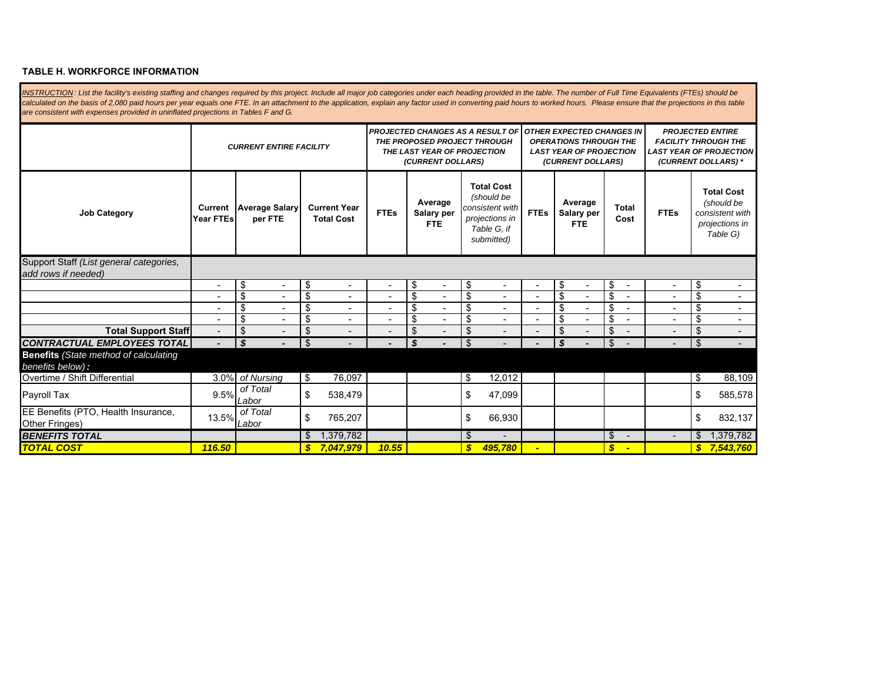**TABLE H. WORKFORCE INFORMATION**

*INSTRUCTION: List the facility's existing staffing and changes required by this project. Include all major job categories under each heading provided in the table. The number of Full Time Equivalents (FTEs) should be calculated on the basis of 2,080 paid hours per year equals one FTE. In an attachment to the application, explain any factor used in converting paid hours to worked hours. Please ensure that the projections in this table are consistent with expenses provided in uninflated projections in Tables F and G.*

| | *CURRENT ENTIRE FACILITY* | | | *PROJECTED CHANGES AS A RESULT OF THE PROPOSED PROJECT THROUGH THE LAST YEAR OF PROJECTION (CURRENT DOLLARS)* | | | *OTHER EXPECTED CHANGES IN OPERATIONS THROUGH THE LAST YEAR OF PROJECTION (CURRENT DOLLARS)* | | | *PROJECTED ENTIRE FACILITY THROUGH THE LAST YEAR OF PROJECTION (CURRENT DOLLARS) ** | |
|---|---|---|---|---|---|---|---|---|---|---|---|
| **Job Category** | **Current Year FTEs** | **Average Salary per FTE** | **Current Year Total Cost** | **FTEs** | **Average Salary per FTE** | **Total Cost** *(should be consistent with projections in Table G, if submitted)* | **FTEs** | **Average Salary per FTE** | **Total Cost** | **FTEs** | **Total Cost** *(should be consistent with projections in Table G)* |
| Support Staff *(List general categories, add rows if needed)* | | | | | | | | | | | |
| | - | $ - | $ - | - | $ - | $ - | - | $ - | $ - | - | $ - |
| | - | $ - | $ - | - | $ - | $ - | - | $ - | $ - | - | $ - |
| | - | $ - | $ - | - | $ - | $ - | - | $ - | $ - | - | $ - |
| | - | $ - | $ - | - | $ - | $ - | - | $ - | $ - | - | $ - |
| **Total Support Staff** | - | $ - | $ - | - | $ - | $ - | - | $ - | $ - | - | $ - |
| ***CONTRACTUAL EMPLOYEES TOTAL*** | - | $ - | $ - | - | $ - | $ - | - | $ - | $ - | - | $ - |
| **Benefits** *(State method of calculating benefits below)***:** | | | | | | | | | | | |
| Overtime / Shift Differential | 3.0% | *of Nursing* | $ 76,097 | | | $ 12,012 | | | | | $ 88,109 |
| Payroll Tax | 9.5% | *of Total Labor* | $ 538,479 | | | $ 47,099 | | | | | $ 585,578 |
| EE Benefits (PTO, Health Insurance, Other Fringes) | 13.5% | *of Total Labor* | $ 765,207 | | | $ 66,930 | | | | | $ 832,137 |
| ***BENEFITS TOTAL*** | | | $ 1,379,782 | | | $ - | | | $ - | - | $ 1,379,782 |
| ***TOTAL COST*** | ***116.50*** | | ***$ 7,047,979*** | ***10.55*** | | ***$ 495,780*** | ***-*** | | ***$ -*** | | ***$ 7,543,760*** |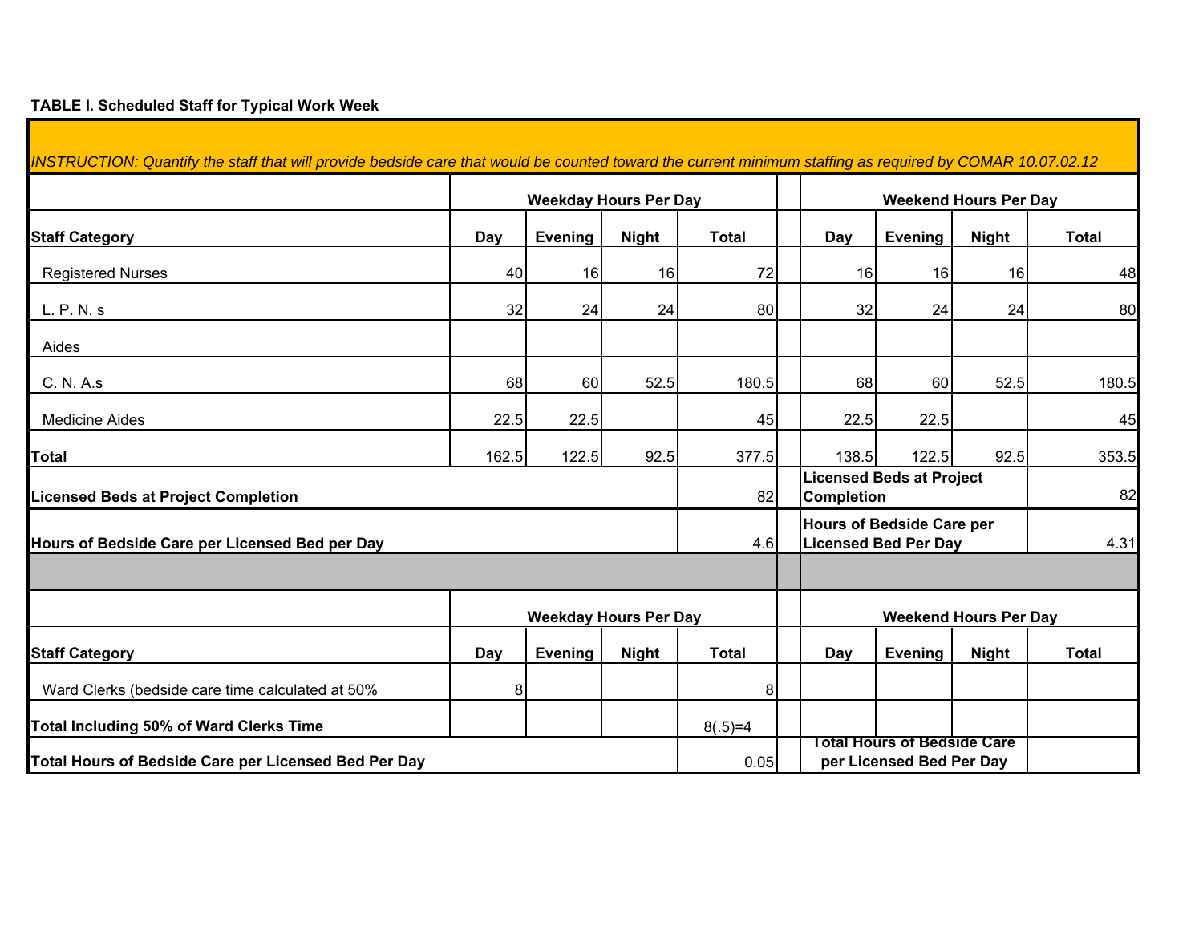**TABLE I. Scheduled Staff for Typical Work Week**

*INSTRUCTION: Quantify the staff that will provide bedside care that would be counted toward the current minimum staffing as required by COMAR 10.07.02.12*

| | Weekday Hours Per Day | | | | | Weekend Hours Per Day | | | |
|---|---|---|---|---|---|---|---|---|---|
| **Staff Category** | **Day** | **Evening** | **Night** | **Total** | | **Day** | **Evening** | **Night** | **Total** |
| Registered Nurses | 40 | 16 | 16 | 72 | | 16 | 16 | 16 | 48 |
| L. P. N. s | 32 | 24 | 24 | 80 | | 32 | 24 | 24 | 80 |
| Aides | | | | | | | | | |
| C. N. A.s | 68 | 60 | 52.5 | 180.5 | | 68 | 60 | 52.5 | 180.5 |
| Medicine Aides | 22.5 | 22.5 | | 45 | | 22.5 | 22.5 | | 45 |
| **Total** | 162.5 | 122.5 | 92.5 | 377.5 | | 138.5 | 122.5 | 92.5 | 353.5 |
| **Licensed Beds at Project Completion** | | | | 82 | | **Licensed Beds at Project Completion** | | | 82 |
| **Hours of Bedside Care per Licensed Bed per Day** | | | | 4.6 | | **Hours of Bedside Care per Licensed Bed Per Day** | | | 4.31 |

| | Weekday Hours Per Day | | | | | Weekend Hours Per Day | | | |
|---|---|---|---|---|---|---|---|---|---|
| **Staff Category** | **Day** | **Evening** | **Night** | **Total** | | **Day** | **Evening** | **Night** | **Total** |
| Ward Clerks (bedside care time calculated at 50% | 8 | | | 8 | | | | | |
| **Total Including 50% of Ward Clerks Time** | | | | 8(.5)=4 | | | | | |
| **Total Hours of Bedside Care per Licensed Bed Per Day** | | | | 0.05 | | **Total Hours of Bedside Care per Licensed Bed Per Day** | | | |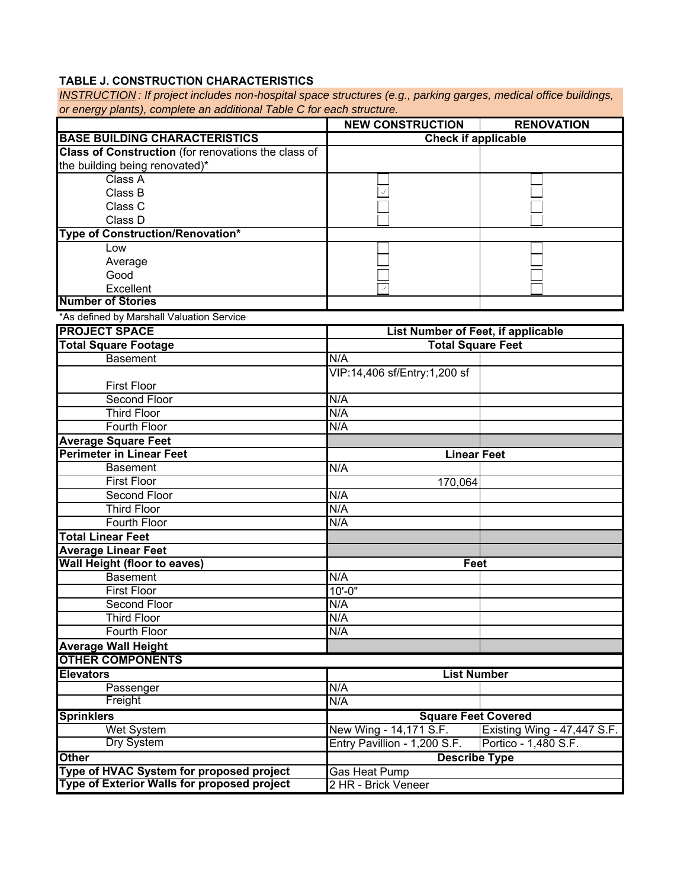**TABLE J. CONSTRUCTION CHARACTERISTICS**

*INSTRUCTION : If project includes non-hospital space structures (e.g., parking garges, medical office buildings, or energy plants), complete an additional Table C for each structure.*

| | NEW CONSTRUCTION | RENOVATION |
|---|---|---|
| **BASE BUILDING CHARACTERISTICS** | **Check if applicable** | |
| **Class of Construction** (for renovations the class of the building being renovated)* | | |
| Class A | ☐ | ☐ |
| Class B | ☑ | ☐ |
| Class C | ☐ | ☐ |
| Class D | ☐ | ☐ |
| **Type of Construction/Renovation*** | | |
| Low | ☐ | ☐ |
| Average | ☐ | ☐ |
| Good | ☐ | ☐ |
| Excellent | ☑ | ☐ |
| **Number of Stories** | | |

*As defined by Marshall Valuation Service

| **PROJECT SPACE** | **List Number of Feet, if applicable** | |
|---|---|---|
| **Total Square Footage** | **Total Square Feet** | |
| Basement | N/A | |
| First Floor | VIP:14,406 sf/Entry:1,200 sf | |
| Second Floor | N/A | |
| Third Floor | N/A | |
| Fourth Floor | N/A | |
| **Average Square Feet** | | |
| **Perimeter in Linear Feet** | **Linear Feet** | |
| Basement | N/A | |
| First Floor | 170,064 | |
| Second Floor | N/A | |
| Third Floor | N/A | |
| Fourth Floor | N/A | |
| **Total Linear Feet** | | |
| **Average Linear Feet** | | |
| **Wall Height (floor to eaves)** | **Feet** | |
| Basement | N/A | |
| First Floor | 10'-0" | |
| Second Floor | N/A | |
| Third Floor | N/A | |
| Fourth Floor | N/A | |
| **Average Wall Height** | | |
| **OTHER COMPONENTS** | | |
| **Elevators** | **List Number** | |
| Passenger | N/A | |
| Freight | N/A | |
| **Sprinklers** | **Square Feet Covered** | |
| Wet System | New Wing - 14,171 S.F. | Existing Wing - 47,447 S.F. |
| Dry System | Entry Pavillion - 1,200 S.F. | Portico - 1,480 S.F. |
| **Other** | **Describe Type** | |
| **Type of HVAC System for proposed project** | Gas Heat Pump | |
| **Type of Exterior Walls for proposed project** | 2 HR - Brick Veneer | |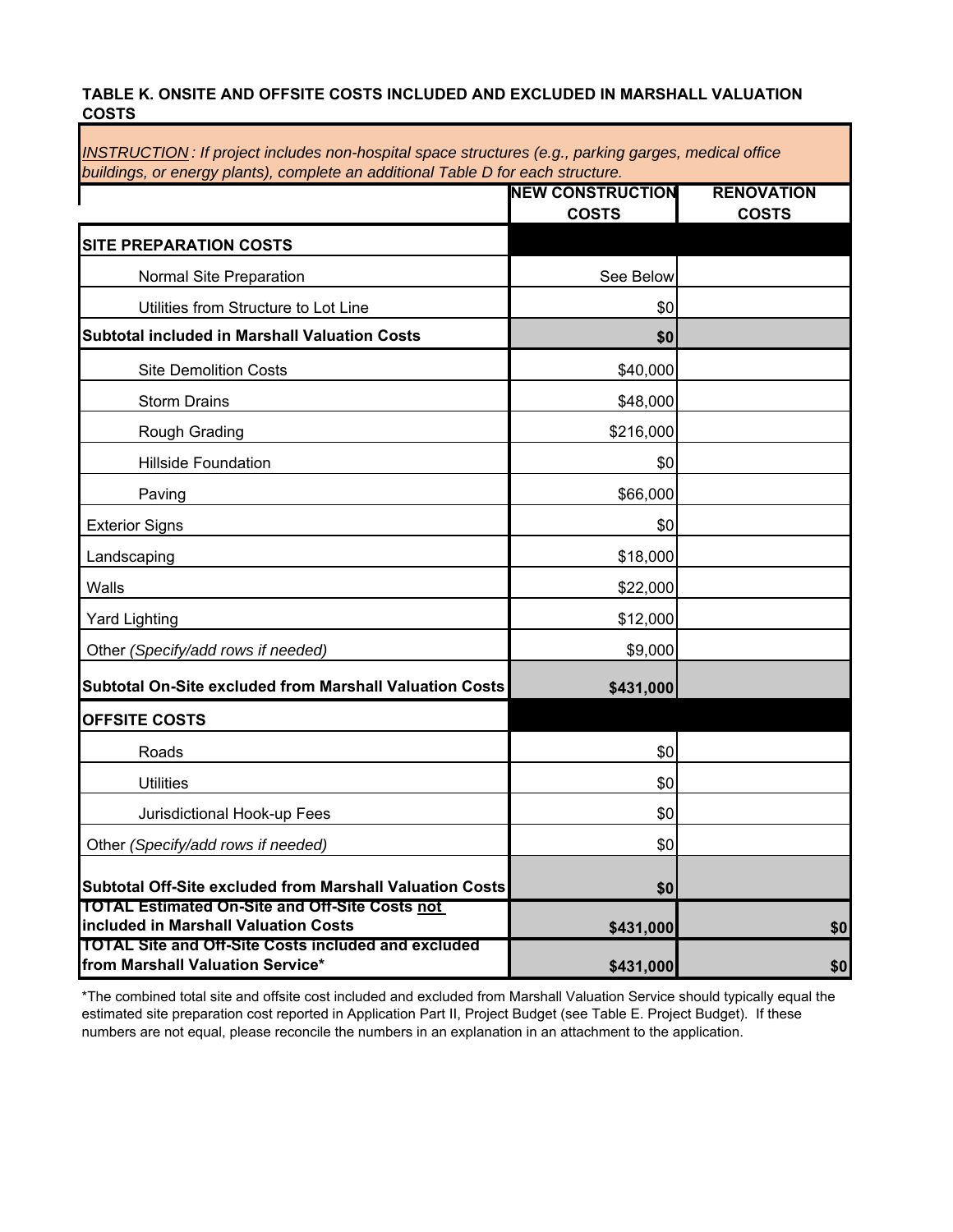**TABLE K. ONSITE AND OFFSITE COSTS INCLUDED AND EXCLUDED IN MARSHALL VALUATION COSTS**

*INSTRUCTION : If project includes non-hospital space structures (e.g., parking garages, medical office buildings, or energy plants), complete an additional Table D for each structure.*

| | NEW CONSTRUCTION COSTS | RENOVATION COSTS |
|---|---|---|
| **SITE PREPARATION COSTS** | | |
| Normal Site Preparation | See Below | |
| Utilities from Structure to Lot Line | $0 | |
| **Subtotal included in Marshall Valuation Costs** | **$0** | |
| Site Demolition Costs | $40,000 | |
| Storm Drains | $48,000 | |
| Rough Grading | $216,000 | |
| Hillside Foundation | $0 | |
| Paving | $66,000 | |
| Exterior Signs | $0 | |
| Landscaping | $18,000 | |
| Walls | $22,000 | |
| Yard Lighting | $12,000 | |
| Other *(Specify/add rows if needed)* | $9,000 | |
| **Subtotal On-Site excluded from Marshall Valuation Costs** | **$431,000** | |
| **OFFSITE COSTS** | | |
| Roads | $0 | |
| Utilities | $0 | |
| Jurisdictional Hook-up Fees | $0 | |
| Other *(Specify/add rows if needed)* | $0 | |
| **Subtotal Off-Site excluded from Marshall Valuation Costs** | **$0** | |
| **TOTAL Estimated On-Site and Off-Site Costs not included in Marshall Valuation Costs** | **$431,000** | **$0** |
| **TOTAL Site and Off-Site Costs included and excluded from Marshall Valuation Service*** | **$431,000** | **$0** |

*The combined total site and offsite cost included and excluded from Marshall Valuation Service should typically equal the estimated site preparation cost reported in Application Part II, Project Budget (see Table E. Project Budget). If these numbers are not equal, please reconcile the numbers in an explanation in an attachment to the application.